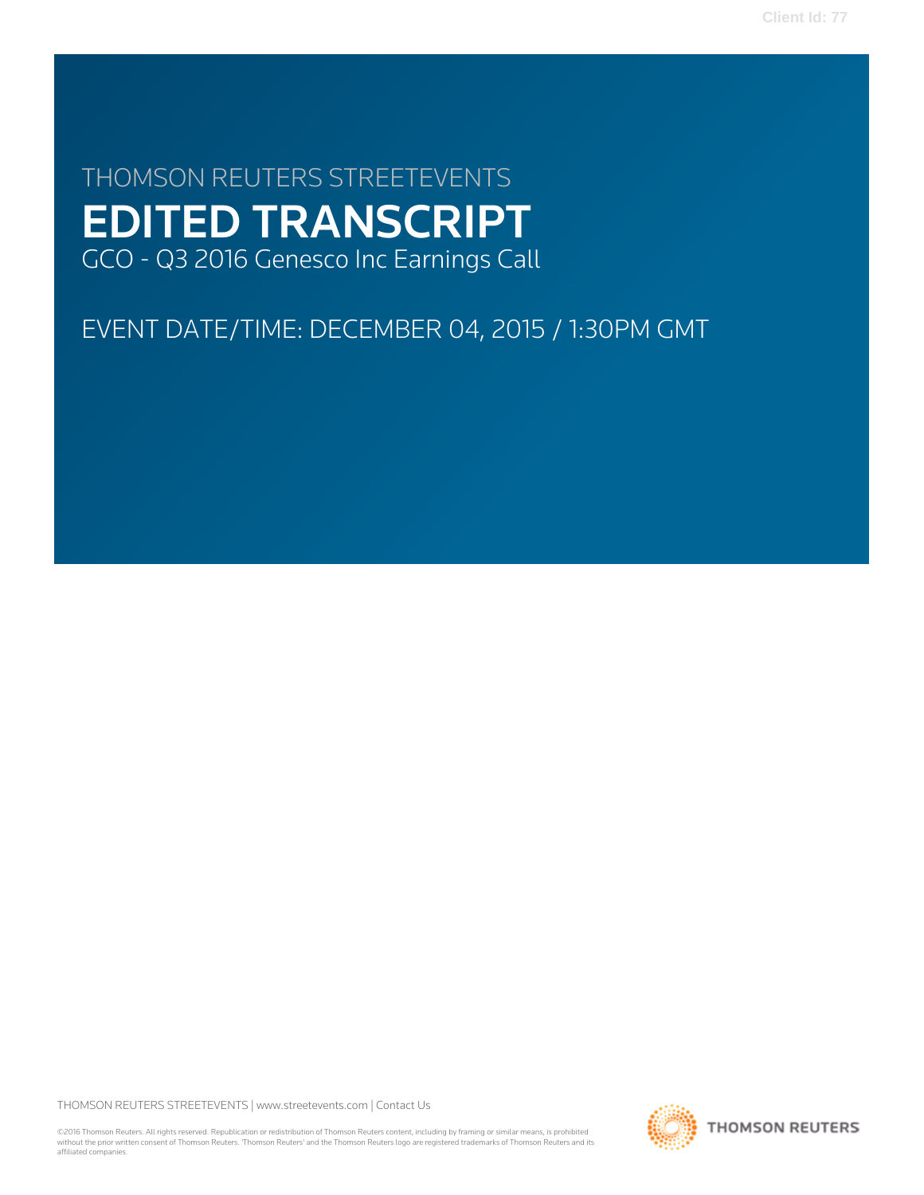# THOMSON REUTERS STREETEVENTS

# EDITED TRANSCRIPT

GCO - Q3 2016 Genesco Inc Earnings Call

EVENT DATE/TIME: DECEMBER 04, 2015 / 1:30PM GMT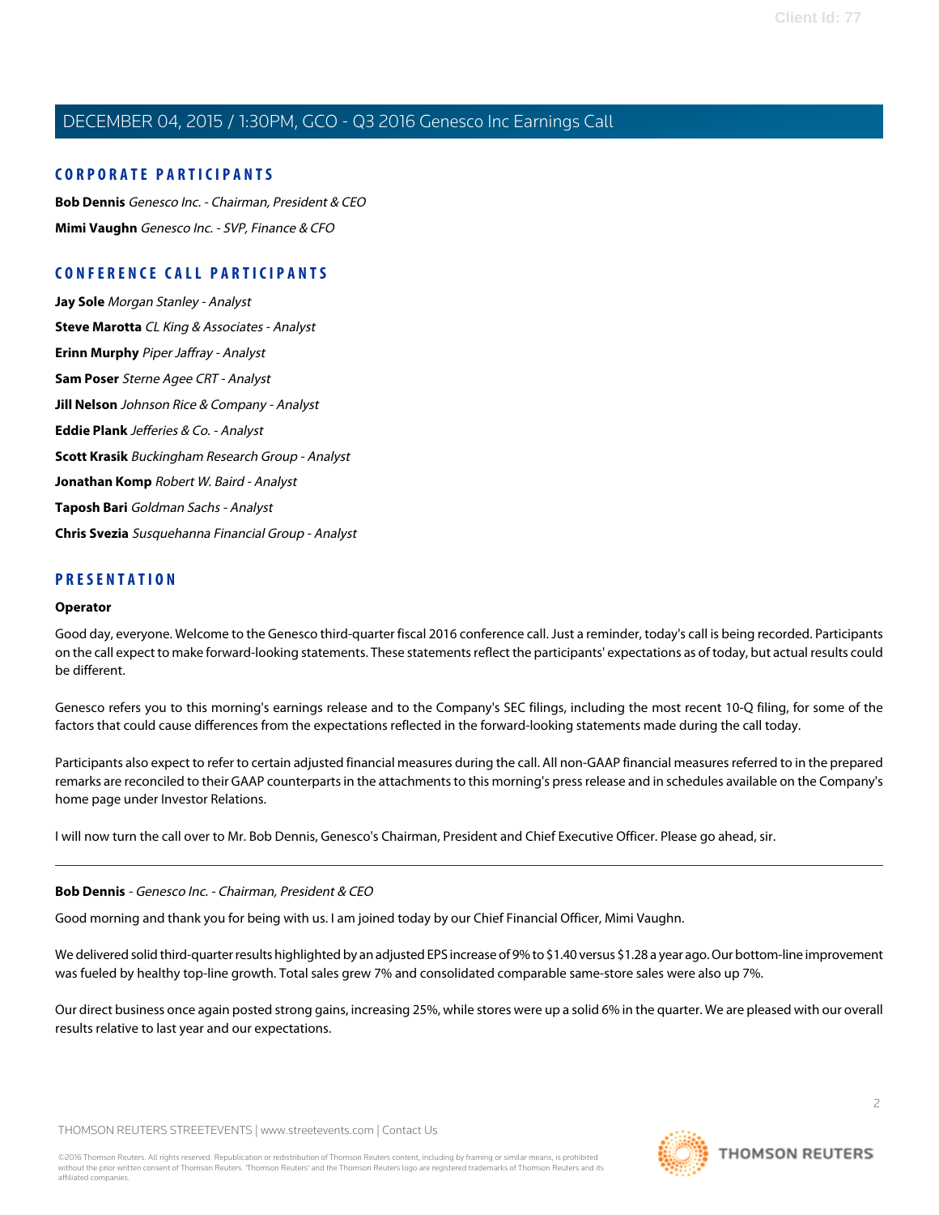## CORPORATE PARTICIPANTS

**Bob Dennis** *Genesco Inc. - Chairman, President & CEO*

**Mimi Vaughn** *Genesco Inc. - SVP, Finance & CFO*

## CONFERENCE CALL PARTICIPANTS

**Jay Sole** *Morgan Stanley - Analyst*

**Steve Marotta** *CL King & Associates - Analyst*

**Erinn Murphy** *Piper Jaffray - Analyst*

**Sam Poser** *Sterne Agee CRT - Analyst*

**Jill Nelson** *Johnson Rice & Company - Analyst*

**Eddie Plank** *Jefferies & Co. - Analyst*

**Scott Krasik** *Buckingham Research Group - Analyst*

**Jonathan Komp** *Robert W. Baird - Analyst*

**Taposh Bari** *Goldman Sachs - Analyst*

**Chris Svezia** *Susquehanna Financial Group - Analyst*

## PRESENTATION

**Operator**

Good day, everyone. Welcome to the Genesco third-quarter fiscal 2016 conference call. Just a reminder, today's call is being recorded. Participants on the call expect to make forward-looking statements. These statements reflect the participants' expectations as of today, but actual results could be different.

Genesco refers you to this morning's earnings release and to the Company's SEC filings, including the most recent 10-Q filing, for some of the factors that could cause differences from the expectations reflected in the forward-looking statements made during the call today.

Participants also expect to refer to certain adjusted financial measures during the call. All non-GAAP financial measures referred to in the prepared remarks are reconciled to their GAAP counterparts in the attachments to this morning's press release and in schedules available on the Company's home page under Investor Relations.

I will now turn the call over to Mr. Bob Dennis, Genesco's Chairman, President and Chief Executive Officer. Please go ahead, sir.

---

**Bob Dennis** - *Genesco Inc. - Chairman, President & CEO*

Good morning and thank you for being with us. I am joined today by our Chief Financial Officer, Mimi Vaughn.

We delivered solid third-quarter results highlighted by an adjusted EPS increase of 9% to $1.40 versus $1.28 a year ago. Our bottom-line improvement was fueled by healthy top-line growth. Total sales grew 7% and consolidated comparable same-store sales were also up 7%.

Our direct business once again posted strong gains, increasing 25%, while stores were up a solid 6% in the quarter. We are pleased with our overall results relative to last year and our expectations.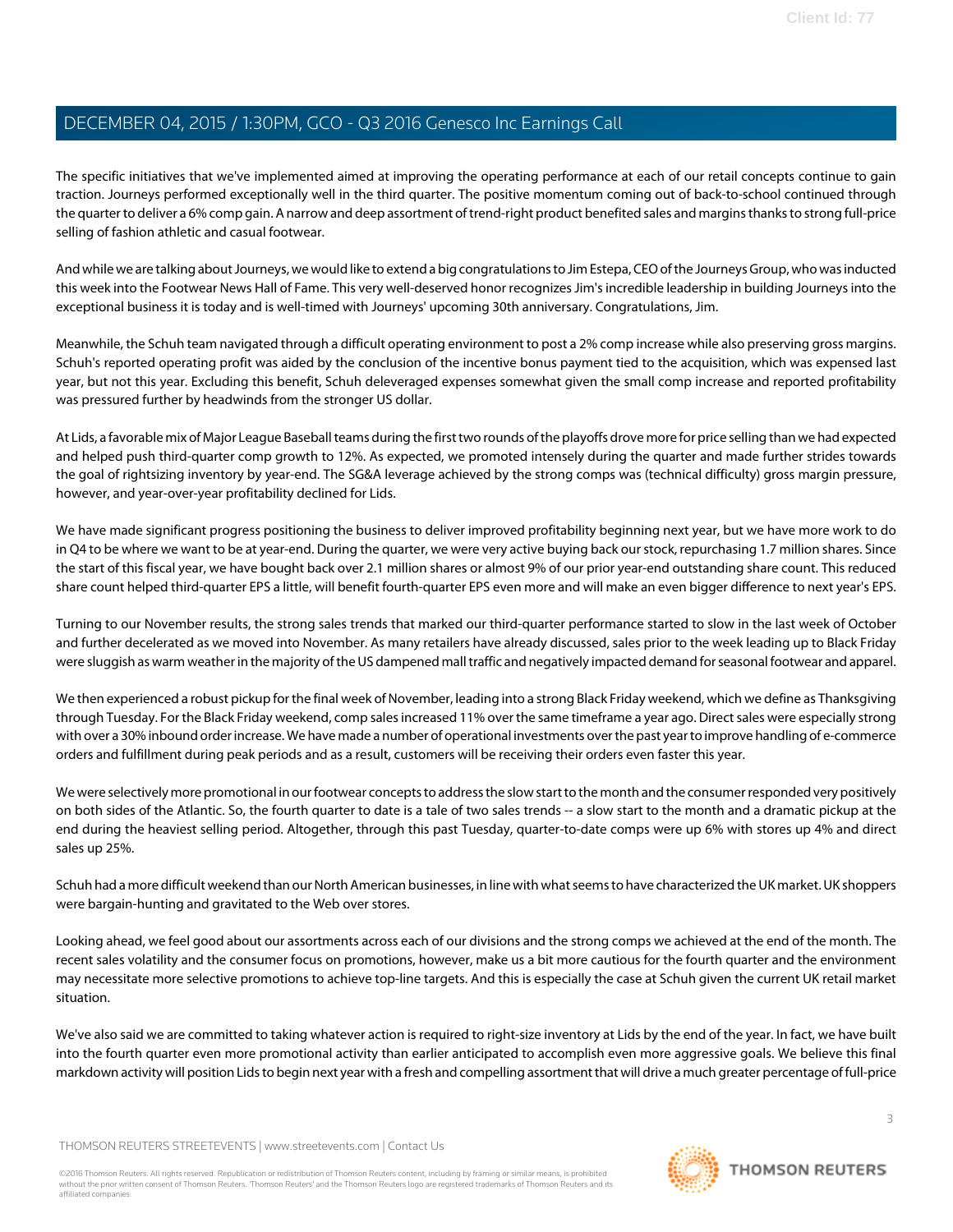The specific initiatives that we've implemented aimed at improving the operating performance at each of our retail concepts continue to gain traction. Journeys performed exceptionally well in the third quarter. The positive momentum coming out of back-to-school continued through the quarter to deliver a 6% comp gain. A narrow and deep assortment of trend-right product benefited sales and margins thanks to strong full-price selling of fashion athletic and casual footwear.

And while we are talking about Journeys, we would like to extend a big congratulations to Jim Estepa, CEO of the Journeys Group, who was inducted this week into the Footwear News Hall of Fame. This very well-deserved honor recognizes Jim's incredible leadership in building Journeys into the exceptional business it is today and is well-timed with Journeys' upcoming 30th anniversary. Congratulations, Jim.

Meanwhile, the Schuh team navigated through a difficult operating environment to post a 2% comp increase while also preserving gross margins. Schuh's reported operating profit was aided by the conclusion of the incentive bonus payment tied to the acquisition, which was expensed last year, but not this year. Excluding this benefit, Schuh deleveraged expenses somewhat given the small comp increase and reported profitability was pressured further by headwinds from the stronger US dollar.

At Lids, a favorable mix of Major League Baseball teams during the first two rounds of the playoffs drove more for price selling than we had expected and helped push third-quarter comp growth to 12%. As expected, we promoted intensely during the quarter and made further strides towards the goal of rightsizing inventory by year-end. The SG&A leverage achieved by the strong comps was (technical difficulty) gross margin pressure, however, and year-over-year profitability declined for Lids.

We have made significant progress positioning the business to deliver improved profitability beginning next year, but we have more work to do in Q4 to be where we want to be at year-end. During the quarter, we were very active buying back our stock, repurchasing 1.7 million shares. Since the start of this fiscal year, we have bought back over 2.1 million shares or almost 9% of our prior year-end outstanding share count. This reduced share count helped third-quarter EPS a little, will benefit fourth-quarter EPS even more and will make an even bigger difference to next year's EPS.

Turning to our November results, the strong sales trends that marked our third-quarter performance started to slow in the last week of October and further decelerated as we moved into November. As many retailers have already discussed, sales prior to the week leading up to Black Friday were sluggish as warm weather in the majority of the US dampened mall traffic and negatively impacted demand for seasonal footwear and apparel.

We then experienced a robust pickup for the final week of November, leading into a strong Black Friday weekend, which we define as Thanksgiving through Tuesday. For the Black Friday weekend, comp sales increased 11% over the same timeframe a year ago. Direct sales were especially strong with over a 30% inbound order increase. We have made a number of operational investments over the past year to improve handling of e-commerce orders and fulfillment during peak periods and as a result, customers will be receiving their orders even faster this year.

We were selectively more promotional in our footwear concepts to address the slow start to the month and the consumer responded very positively on both sides of the Atlantic. So, the fourth quarter to date is a tale of two sales trends -- a slow start to the month and a dramatic pickup at the end during the heaviest selling period. Altogether, through this past Tuesday, quarter-to-date comps were up 6% with stores up 4% and direct sales up 25%.

Schuh had a more difficult weekend than our North American businesses, in line with what seems to have characterized the UK market. UK shoppers were bargain-hunting and gravitated to the Web over stores.

Looking ahead, we feel good about our assortments across each of our divisions and the strong comps we achieved at the end of the month. The recent sales volatility and the consumer focus on promotions, however, make us a bit more cautious for the fourth quarter and the environment may necessitate more selective promotions to achieve top-line targets. And this is especially the case at Schuh given the current UK retail market situation.

We've also said we are committed to taking whatever action is required to right-size inventory at Lids by the end of the year. In fact, we have built into the fourth quarter even more promotional activity than earlier anticipated to accomplish even more aggressive goals. We believe this final markdown activity will position Lids to begin next year with a fresh and compelling assortment that will drive a much greater percentage of full-price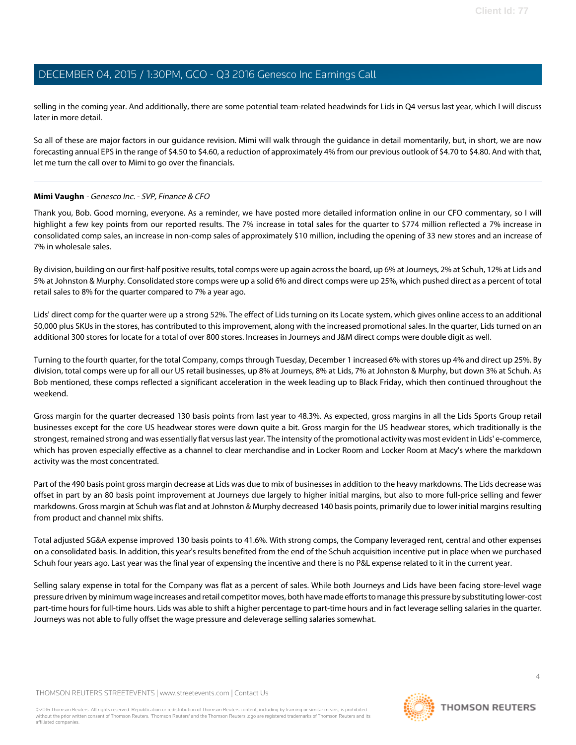selling in the coming year. And additionally, there are some potential team-related headwinds for Lids in Q4 versus last year, which I will discuss later in more detail.

So all of these are major factors in our guidance revision. Mimi will walk through the guidance in detail momentarily, but, in short, we are now forecasting annual EPS in the range of $4.50 to $4.60, a reduction of approximately 4% from our previous outlook of $4.70 to $4.80. And with that, let me turn the call over to Mimi to go over the financials.

---

**Mimi Vaughn** - *Genesco Inc. - SVP, Finance & CFO*

Thank you, Bob. Good morning, everyone. As a reminder, we have posted more detailed information online in our CFO commentary, so I will highlight a few key points from our reported results. The 7% increase in total sales for the quarter to $774 million reflected a 7% increase in consolidated comp sales, an increase in non-comp sales of approximately $10 million, including the opening of 33 new stores and an increase of 7% in wholesale sales.

By division, building on our first-half positive results, total comps were up again across the board, up 6% at Journeys, 2% at Schuh, 12% at Lids and 5% at Johnston & Murphy. Consolidated store comps were up a solid 6% and direct comps were up 25%, which pushed direct as a percent of total retail sales to 8% for the quarter compared to 7% a year ago.

Lids' direct comp for the quarter were up a strong 52%. The effect of Lids turning on its Locate system, which gives online access to an additional 50,000 plus SKUs in the stores, has contributed to this improvement, along with the increased promotional sales. In the quarter, Lids turned on an additional 300 stores for locate for a total of over 800 stores. Increases in Journeys and J&M direct comps were double digit as well.

Turning to the fourth quarter, for the total Company, comps through Tuesday, December 1 increased 6% with stores up 4% and direct up 25%. By division, total comps were up for all our US retail businesses, up 8% at Journeys, 8% at Lids, 7% at Johnston & Murphy, but down 3% at Schuh. As Bob mentioned, these comps reflected a significant acceleration in the week leading up to Black Friday, which then continued throughout the weekend.

Gross margin for the quarter decreased 130 basis points from last year to 48.3%. As expected, gross margins in all the Lids Sports Group retail businesses except for the core US headwear stores were down quite a bit. Gross margin for the US headwear stores, which traditionally is the strongest, remained strong and was essentially flat versus last year. The intensity of the promotional activity was most evident in Lids' e-commerce, which has proven especially effective as a channel to clear merchandise and in Locker Room and Locker Room at Macy's where the markdown activity was the most concentrated.

Part of the 490 basis point gross margin decrease at Lids was due to mix of businesses in addition to the heavy markdowns. The Lids decrease was offset in part by an 80 basis point improvement at Journeys due largely to higher initial margins, but also to more full-price selling and fewer markdowns. Gross margin at Schuh was flat and at Johnston & Murphy decreased 140 basis points, primarily due to lower initial margins resulting from product and channel mix shifts.

Total adjusted SG&A expense improved 130 basis points to 41.6%. With strong comps, the Company leveraged rent, central and other expenses on a consolidated basis. In addition, this year's results benefited from the end of the Schuh acquisition incentive put in place when we purchased Schuh four years ago. Last year was the final year of expensing the incentive and there is no P&L expense related to it in the current year.

Selling salary expense in total for the Company was flat as a percent of sales. While both Journeys and Lids have been facing store-level wage pressure driven by minimum wage increases and retail competitor moves, both have made efforts to manage this pressure by substituting lower-cost part-time hours for full-time hours. Lids was able to shift a higher percentage to part-time hours and in fact leverage selling salaries in the quarter. Journeys was not able to fully offset the wage pressure and deleverage selling salaries somewhat.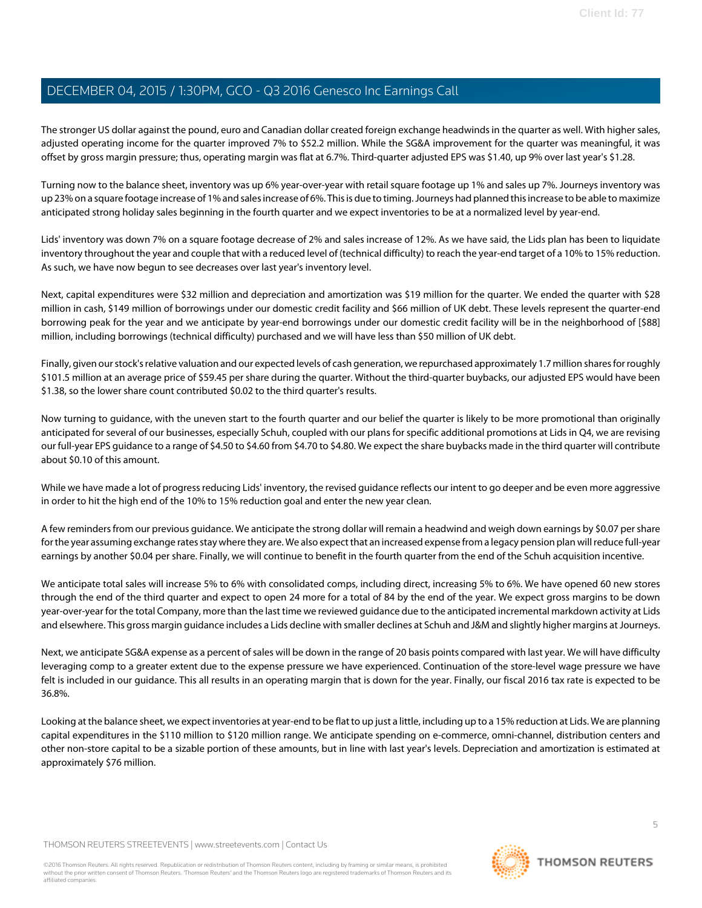The stronger US dollar against the pound, euro and Canadian dollar created foreign exchange headwinds in the quarter as well. With higher sales, adjusted operating income for the quarter improved 7% to $52.2 million. While the SG&A improvement for the quarter was meaningful, it was offset by gross margin pressure; thus, operating margin was flat at 6.7%. Third-quarter adjusted EPS was $1.40, up 9% over last year's $1.28.

Turning now to the balance sheet, inventory was up 6% year-over-year with retail square footage up 1% and sales up 7%. Journeys inventory was up 23% on a square footage increase of 1% and sales increase of 6%. This is due to timing. Journeys had planned this increase to be able to maximize anticipated strong holiday sales beginning in the fourth quarter and we expect inventories to be at a normalized level by year-end.

Lids' inventory was down 7% on a square footage decrease of 2% and sales increase of 12%. As we have said, the Lids plan has been to liquidate inventory throughout the year and couple that with a reduced level of (technical difficulty) to reach the year-end target of a 10% to 15% reduction. As such, we have now begun to see decreases over last year's inventory level.

Next, capital expenditures were $32 million and depreciation and amortization was $19 million for the quarter. We ended the quarter with $28 million in cash, $149 million of borrowings under our domestic credit facility and $66 million of UK debt. These levels represent the quarter-end borrowing peak for the year and we anticipate by year-end borrowings under our domestic credit facility will be in the neighborhood of [$88] million, including borrowings (technical difficulty) purchased and we will have less than $50 million of UK debt.

Finally, given our stock's relative valuation and our expected levels of cash generation, we repurchased approximately 1.7 million shares for roughly $101.5 million at an average price of $59.45 per share during the quarter. Without the third-quarter buybacks, our adjusted EPS would have been $1.38, so the lower share count contributed $0.02 to the third quarter's results.

Now turning to guidance, with the uneven start to the fourth quarter and our belief the quarter is likely to be more promotional than originally anticipated for several of our businesses, especially Schuh, coupled with our plans for specific additional promotions at Lids in Q4, we are revising our full-year EPS guidance to a range of $4.50 to $4.60 from $4.70 to $4.80. We expect the share buybacks made in the third quarter will contribute about $0.10 of this amount.

While we have made a lot of progress reducing Lids' inventory, the revised guidance reflects our intent to go deeper and be even more aggressive in order to hit the high end of the 10% to 15% reduction goal and enter the new year clean.

A few reminders from our previous guidance. We anticipate the strong dollar will remain a headwind and weigh down earnings by $0.07 per share for the year assuming exchange rates stay where they are. We also expect that an increased expense from a legacy pension plan will reduce full-year earnings by another $0.04 per share. Finally, we will continue to benefit in the fourth quarter from the end of the Schuh acquisition incentive.

We anticipate total sales will increase 5% to 6% with consolidated comps, including direct, increasing 5% to 6%. We have opened 60 new stores through the end of the third quarter and expect to open 24 more for a total of 84 by the end of the year. We expect gross margins to be down year-over-year for the total Company, more than the last time we reviewed guidance due to the anticipated incremental markdown activity at Lids and elsewhere. This gross margin guidance includes a Lids decline with smaller declines at Schuh and J&M and slightly higher margins at Journeys.

Next, we anticipate SG&A expense as a percent of sales will be down in the range of 20 basis points compared with last year. We will have difficulty leveraging comp to a greater extent due to the expense pressure we have experienced. Continuation of the store-level wage pressure we have felt is included in our guidance. This all results in an operating margin that is down for the year. Finally, our fiscal 2016 tax rate is expected to be 36.8%.

Looking at the balance sheet, we expect inventories at year-end to be flat to up just a little, including up to a 15% reduction at Lids. We are planning capital expenditures in the $110 million to $120 million range. We anticipate spending on e-commerce, omni-channel, distribution centers and other non-store capital to be a sizable portion of these amounts, but in line with last year's levels. Depreciation and amortization is estimated at approximately $76 million.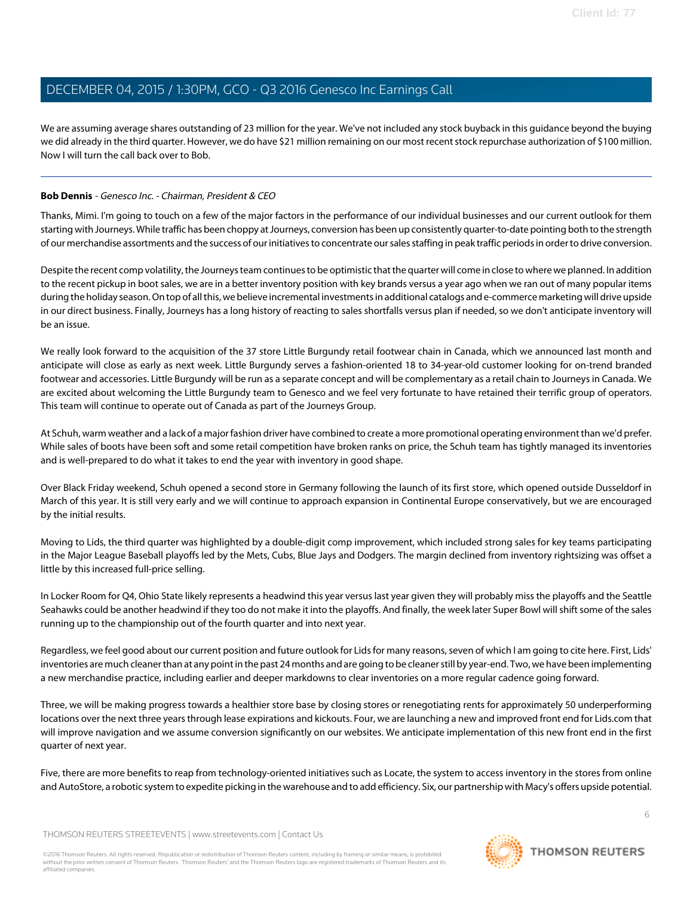We are assuming average shares outstanding of 23 million for the year. We've not included any stock buyback in this guidance beyond the buying we did already in the third quarter. However, we do have $21 million remaining on our most recent stock repurchase authorization of $100 million. Now I will turn the call back over to Bob.

---

**Bob Dennis** - *Genesco Inc. - Chairman, President & CEO*

Thanks, Mimi. I'm going to touch on a few of the major factors in the performance of our individual businesses and our current outlook for them starting with Journeys. While traffic has been choppy at Journeys, conversion has been up consistently quarter-to-date pointing both to the strength of our merchandise assortments and the success of our initiatives to concentrate our sales staffing in peak traffic periods in order to drive conversion.

Despite the recent comp volatility, the Journeys team continues to be optimistic that the quarter will come in close to where we planned. In addition to the recent pickup in boot sales, we are in a better inventory position with key brands versus a year ago when we ran out of many popular items during the holiday season. On top of all this, we believe incremental investments in additional catalogs and e-commerce marketing will drive upside in our direct business. Finally, Journeys has a long history of reacting to sales shortfalls versus plan if needed, so we don't anticipate inventory will be an issue.

We really look forward to the acquisition of the 37 store Little Burgundy retail footwear chain in Canada, which we announced last month and anticipate will close as early as next week. Little Burgundy serves a fashion-oriented 18 to 34-year-old customer looking for on-trend branded footwear and accessories. Little Burgundy will be run as a separate concept and will be complementary as a retail chain to Journeys in Canada. We are excited about welcoming the Little Burgundy team to Genesco and we feel very fortunate to have retained their terrific group of operators. This team will continue to operate out of Canada as part of the Journeys Group.

At Schuh, warm weather and a lack of a major fashion driver have combined to create a more promotional operating environment than we'd prefer. While sales of boots have been soft and some retail competition have broken ranks on price, the Schuh team has tightly managed its inventories and is well-prepared to do what it takes to end the year with inventory in good shape.

Over Black Friday weekend, Schuh opened a second store in Germany following the launch of its first store, which opened outside Dusseldorf in March of this year. It is still very early and we will continue to approach expansion in Continental Europe conservatively, but we are encouraged by the initial results.

Moving to Lids, the third quarter was highlighted by a double-digit comp improvement, which included strong sales for key teams participating in the Major League Baseball playoffs led by the Mets, Cubs, Blue Jays and Dodgers. The margin declined from inventory rightsizing was offset a little by this increased full-price selling.

In Locker Room for Q4, Ohio State likely represents a headwind this year versus last year given they will probably miss the playoffs and the Seattle Seahawks could be another headwind if they too do not make it into the playoffs. And finally, the week later Super Bowl will shift some of the sales running up to the championship out of the fourth quarter and into next year.

Regardless, we feel good about our current position and future outlook for Lids for many reasons, seven of which I am going to cite here. First, Lids' inventories are much cleaner than at any point in the past 24 months and are going to be cleaner still by year-end. Two, we have been implementing a new merchandise practice, including earlier and deeper markdowns to clear inventories on a more regular cadence going forward.

Three, we will be making progress towards a healthier store base by closing stores or renegotiating rents for approximately 50 underperforming locations over the next three years through lease expirations and kickouts. Four, we are launching a new and improved front end for Lids.com that will improve navigation and we assume conversion significantly on our websites. We anticipate implementation of this new front end in the first quarter of next year.

Five, there are more benefits to reap from technology-oriented initiatives such as Locate, the system to access inventory in the stores from online and AutoStore, a robotic system to expedite picking in the warehouse and to add efficiency. Six, our partnership with Macy's offers upside potential.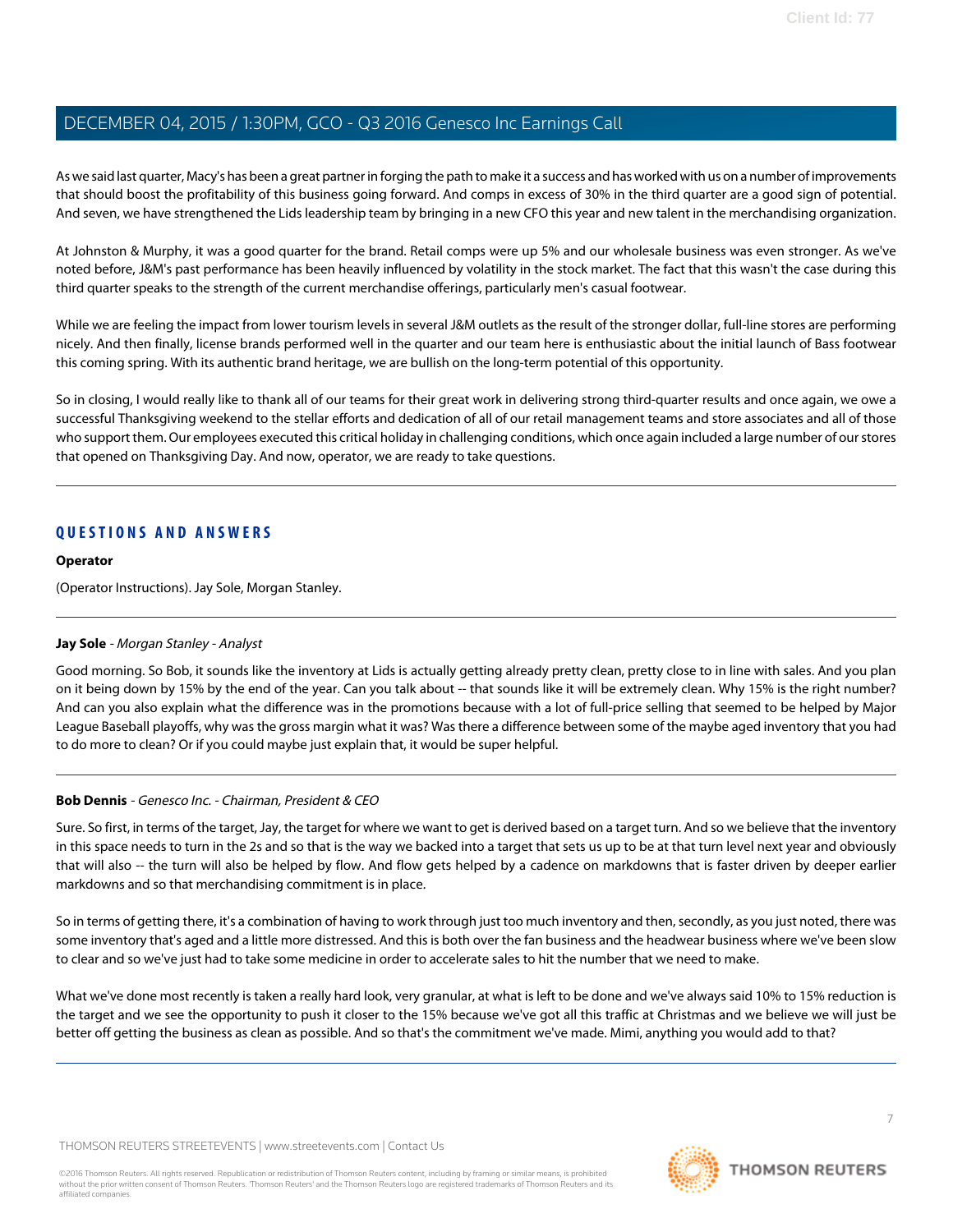As we said last quarter, Macy's has been a great partner in forging the path to make it a success and has worked with us on a number of improvements that should boost the profitability of this business going forward. And comps in excess of 30% in the third quarter are a good sign of potential. And seven, we have strengthened the Lids leadership team by bringing in a new CFO this year and new talent in the merchandising organization.

At Johnston & Murphy, it was a good quarter for the brand. Retail comps were up 5% and our wholesale business was even stronger. As we've noted before, J&M's past performance has been heavily influenced by volatility in the stock market. The fact that this wasn't the case during this third quarter speaks to the strength of the current merchandise offerings, particularly men's casual footwear.

While we are feeling the impact from lower tourism levels in several J&M outlets as the result of the stronger dollar, full-line stores are performing nicely. And then finally, license brands performed well in the quarter and our team here is enthusiastic about the initial launch of Bass footwear this coming spring. With its authentic brand heritage, we are bullish on the long-term potential of this opportunity.

So in closing, I would really like to thank all of our teams for their great work in delivering strong third-quarter results and once again, we owe a successful Thanksgiving weekend to the stellar efforts and dedication of all of our retail management teams and store associates and all of those who support them. Our employees executed this critical holiday in challenging conditions, which once again included a large number of our stores that opened on Thanksgiving Day. And now, operator, we are ready to take questions.

---

## QUESTIONS AND ANSWERS

**Operator**

(Operator Instructions). Jay Sole, Morgan Stanley.

---

**Jay Sole** - *Morgan Stanley - Analyst*

Good morning. So Bob, it sounds like the inventory at Lids is actually getting already pretty clean, pretty close to in line with sales. And you plan on it being down by 15% by the end of the year. Can you talk about -- that sounds like it will be extremely clean. Why 15% is the right number? And can you also explain what the difference was in the promotions because with a lot of full-price selling that seemed to be helped by Major League Baseball playoffs, why was the gross margin what it was? Was there a difference between some of the maybe aged inventory that you had to do more to clean? Or if you could maybe just explain that, it would be super helpful.

---

**Bob Dennis** - *Genesco Inc. - Chairman, President & CEO*

Sure. So first, in terms of the target, Jay, the target for where we want to get is derived based on a target turn. And so we believe that the inventory in this space needs to turn in the 2s and so that is the way we backed into a target that sets us up to be at that turn level next year and obviously that will also -- the turn will also be helped by flow. And flow gets helped by a cadence on markdowns that is faster driven by deeper earlier markdowns and so that merchandising commitment is in place.

So in terms of getting there, it's a combination of having to work through just too much inventory and then, secondly, as you just noted, there was some inventory that's aged and a little more distressed. And this is both over the fan business and the headwear business where we've been slow to clear and so we've just had to take some medicine in order to accelerate sales to hit the number that we need to make.

What we've done most recently is taken a really hard look, very granular, at what is left to be done and we've always said 10% to 15% reduction is the target and we see the opportunity to push it closer to the 15% because we've got all this traffic at Christmas and we believe we will just be better off getting the business as clean as possible. And so that's the commitment we've made. Mimi, anything you would add to that?

---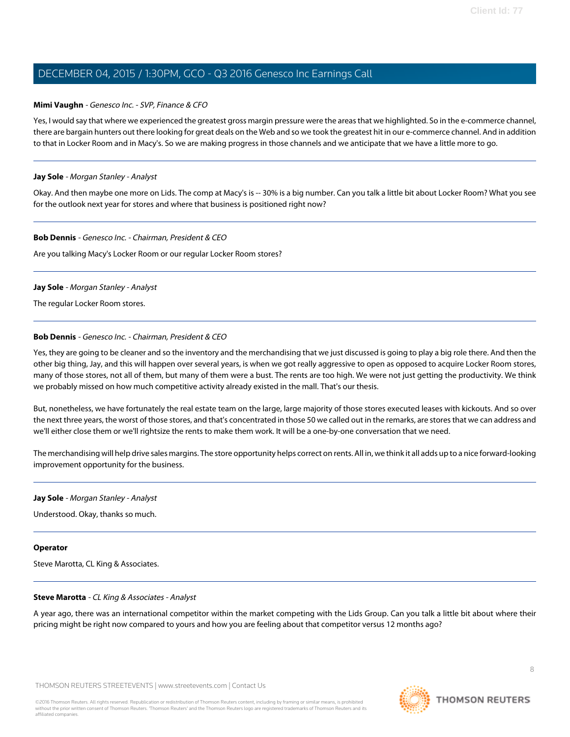**Mimi Vaughn** - *Genesco Inc. - SVP, Finance & CFO*

Yes, I would say that where we experienced the greatest gross margin pressure were the areas that we highlighted. So in the e-commerce channel, there are bargain hunters out there looking for great deals on the Web and so we took the greatest hit in our e-commerce channel. And in addition to that in Locker Room and in Macy's. So we are making progress in those channels and we anticipate that we have a little more to go.

---

**Jay Sole** - *Morgan Stanley - Analyst*

Okay. And then maybe one more on Lids. The comp at Macy's is -- 30% is a big number. Can you talk a little bit about Locker Room? What you see for the outlook next year for stores and where that business is positioned right now?

---

**Bob Dennis** - *Genesco Inc. - Chairman, President & CEO*

Are you talking Macy's Locker Room or our regular Locker Room stores?

---

**Jay Sole** - *Morgan Stanley - Analyst*

The regular Locker Room stores.

---

**Bob Dennis** - *Genesco Inc. - Chairman, President & CEO*

Yes, they are going to be cleaner and so the inventory and the merchandising that we just discussed is going to play a big role there. And then the other big thing, Jay, and this will happen over several years, is when we got really aggressive to open as opposed to acquire Locker Room stores, many of those stores, not all of them, but many of them were a bust. The rents are too high. We were not just getting the productivity. We think we probably missed on how much competitive activity already existed in the mall. That's our thesis.

But, nonetheless, we have fortunately the real estate team on the large, large majority of those stores executed leases with kickouts. And so over the next three years, the worst of those stores, and that's concentrated in those 50 we called out in the remarks, are stores that we can address and we'll either close them or we'll rightsize the rents to make them work. It will be a one-by-one conversation that we need.

The merchandising will help drive sales margins. The store opportunity helps correct on rents. All in, we think it all adds up to a nice forward-looking improvement opportunity for the business.

---

**Jay Sole** - *Morgan Stanley - Analyst*

Understood. Okay, thanks so much.

---

**Operator**

Steve Marotta, CL King & Associates.

---

**Steve Marotta** - *CL King & Associates - Analyst*

A year ago, there was an international competitor within the market competing with the Lids Group. Can you talk a little bit about where their pricing might be right now compared to yours and how you are feeling about that competitor versus 12 months ago?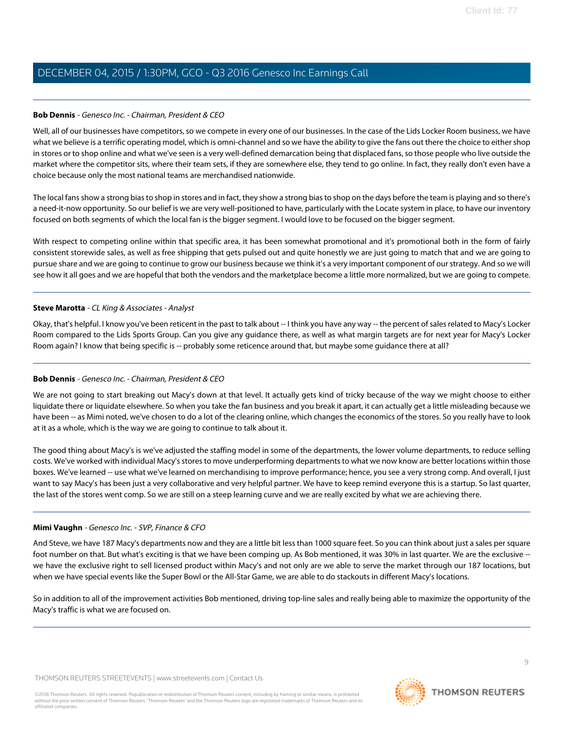**Bob Dennis** - *Genesco Inc. - Chairman, President & CEO*

Well, all of our businesses have competitors, so we compete in every one of our businesses. In the case of the Lids Locker Room business, we have what we believe is a terrific operating model, which is omni-channel and so we have the ability to give the fans out there the choice to either shop in stores or to shop online and what we've seen is a very well-defined demarcation being that displaced fans, so those people who live outside the market where the competitor sits, where their team sets, if they are somewhere else, they tend to go online. In fact, they really don't even have a choice because only the most national teams are merchandised nationwide.

The local fans show a strong bias to shop in stores and in fact, they show a strong bias to shop on the days before the team is playing and so there's a need-it-now opportunity. So our belief is we are very well-positioned to have, particularly with the Locate system in place, to have our inventory focused on both segments of which the local fan is the bigger segment. I would love to be focused on the bigger segment.

With respect to competing online within that specific area, it has been somewhat promotional and it's promotional both in the form of fairly consistent storewide sales, as well as free shipping that gets pulsed out and quite honestly we are just going to match that and we are going to pursue share and we are going to continue to grow our business because we think it's a very important component of our strategy. And so we will see how it all goes and we are hopeful that both the vendors and the marketplace become a little more normalized, but we are going to compete.

---

**Steve Marotta** - *CL King & Associates - Analyst*

Okay, that's helpful. I know you've been reticent in the past to talk about -- I think you have any way -- the percent of sales related to Macy's Locker Room compared to the Lids Sports Group. Can you give any guidance there, as well as what margin targets are for next year for Macy's Locker Room again? I know that being specific is -- probably some reticence around that, but maybe some guidance there at all?

---

**Bob Dennis** - *Genesco Inc. - Chairman, President & CEO*

We are not going to start breaking out Macy's down at that level. It actually gets kind of tricky because of the way we might choose to either liquidate there or liquidate elsewhere. So when you take the fan business and you break it apart, it can actually get a little misleading because we have been -- as Mimi noted, we've chosen to do a lot of the clearing online, which changes the economics of the stores. So you really have to look at it as a whole, which is the way we are going to continue to talk about it.

The good thing about Macy's is we've adjusted the staffing model in some of the departments, the lower volume departments, to reduce selling costs. We've worked with individual Macy's stores to move underperforming departments to what we now know are better locations within those boxes. We've learned -- use what we've learned on merchandising to improve performance; hence, you see a very strong comp. And overall, I just want to say Macy's has been just a very collaborative and very helpful partner. We have to keep remind everyone this is a startup. So last quarter, the last of the stores went comp. So we are still on a steep learning curve and we are really excited by what we are achieving there.

---

**Mimi Vaughn** - *Genesco Inc. - SVP, Finance & CFO*

And Steve, we have 187 Macy's departments now and they are a little bit less than 1000 square feet. So you can think about just a sales per square foot number on that. But what's exciting is that we have been comping up. As Bob mentioned, it was 30% in last quarter. We are the exclusive -- we have the exclusive right to sell licensed product within Macy's and not only are we able to serve the market through our 187 locations, but when we have special events like the Super Bowl or the All-Star Game, we are able to do stackouts in different Macy's locations.

So in addition to all of the improvement activities Bob mentioned, driving top-line sales and really being able to maximize the opportunity of the Macy's traffic is what we are focused on.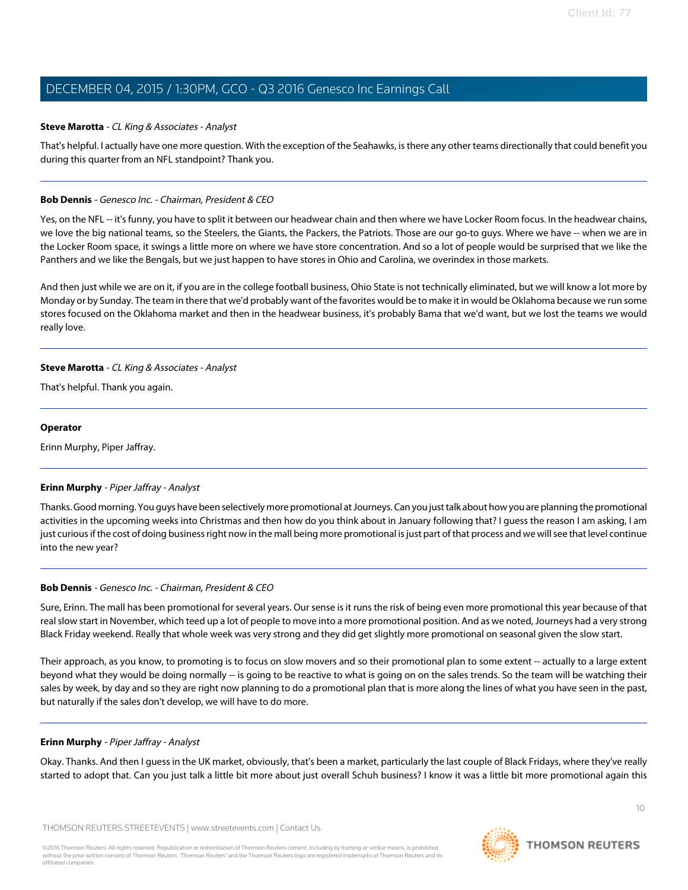**Steve Marotta** - *CL King & Associates - Analyst*

That's helpful. I actually have one more question. With the exception of the Seahawks, is there any other teams directionally that could benefit you during this quarter from an NFL standpoint? Thank you.

---

**Bob Dennis** - *Genesco Inc. - Chairman, President & CEO*

Yes, on the NFL -- it's funny, you have to split it between our headwear chain and then where we have Locker Room focus. In the headwear chains, we love the big national teams, so the Steelers, the Giants, the Packers, the Patriots. Those are our go-to guys. Where we have -- when we are in the Locker Room space, it swings a little more on where we have store concentration. And so a lot of people would be surprised that we like the Panthers and we like the Bengals, but we just happen to have stores in Ohio and Carolina, we overindex in those markets.

And then just while we are on it, if you are in the college football business, Ohio State is not technically eliminated, but we will know a lot more by Monday or by Sunday. The team in there that we'd probably want of the favorites would be to make it in would be Oklahoma because we run some stores focused on the Oklahoma market and then in the headwear business, it's probably Bama that we'd want, but we lost the teams we would really love.

---

**Steve Marotta** - *CL King & Associates - Analyst*

That's helpful. Thank you again.

---

**Operator**

Erinn Murphy, Piper Jaffray.

---

**Erinn Murphy** - *Piper Jaffray - Analyst*

Thanks. Good morning. You guys have been selectively more promotional at Journeys. Can you just talk about how you are planning the promotional activities in the upcoming weeks into Christmas and then how do you think about in January following that? I guess the reason I am asking, I am just curious if the cost of doing business right now in the mall being more promotional is just part of that process and we will see that level continue into the new year?

---

**Bob Dennis** - *Genesco Inc. - Chairman, President & CEO*

Sure, Erinn. The mall has been promotional for several years. Our sense is it runs the risk of being even more promotional this year because of that real slow start in November, which teed up a lot of people to move into a more promotional position. And as we noted, Journeys had a very strong Black Friday weekend. Really that whole week was very strong and they did get slightly more promotional on seasonal given the slow start.

Their approach, as you know, to promoting is to focus on slow movers and so their promotional plan to some extent -- actually to a large extent beyond what they would be doing normally -- is going to be reactive to what is going on on the sales trends. So the team will be watching their sales by week, by day and so they are right now planning to do a promotional plan that is more along the lines of what you have seen in the past, but naturally if the sales don't develop, we will have to do more.

---

**Erinn Murphy** - *Piper Jaffray - Analyst*

Okay. Thanks. And then I guess in the UK market, obviously, that's been a market, particularly the last couple of Black Fridays, where they've really started to adopt that. Can you just talk a little bit more about just overall Schuh business? I know it was a little bit more promotional again this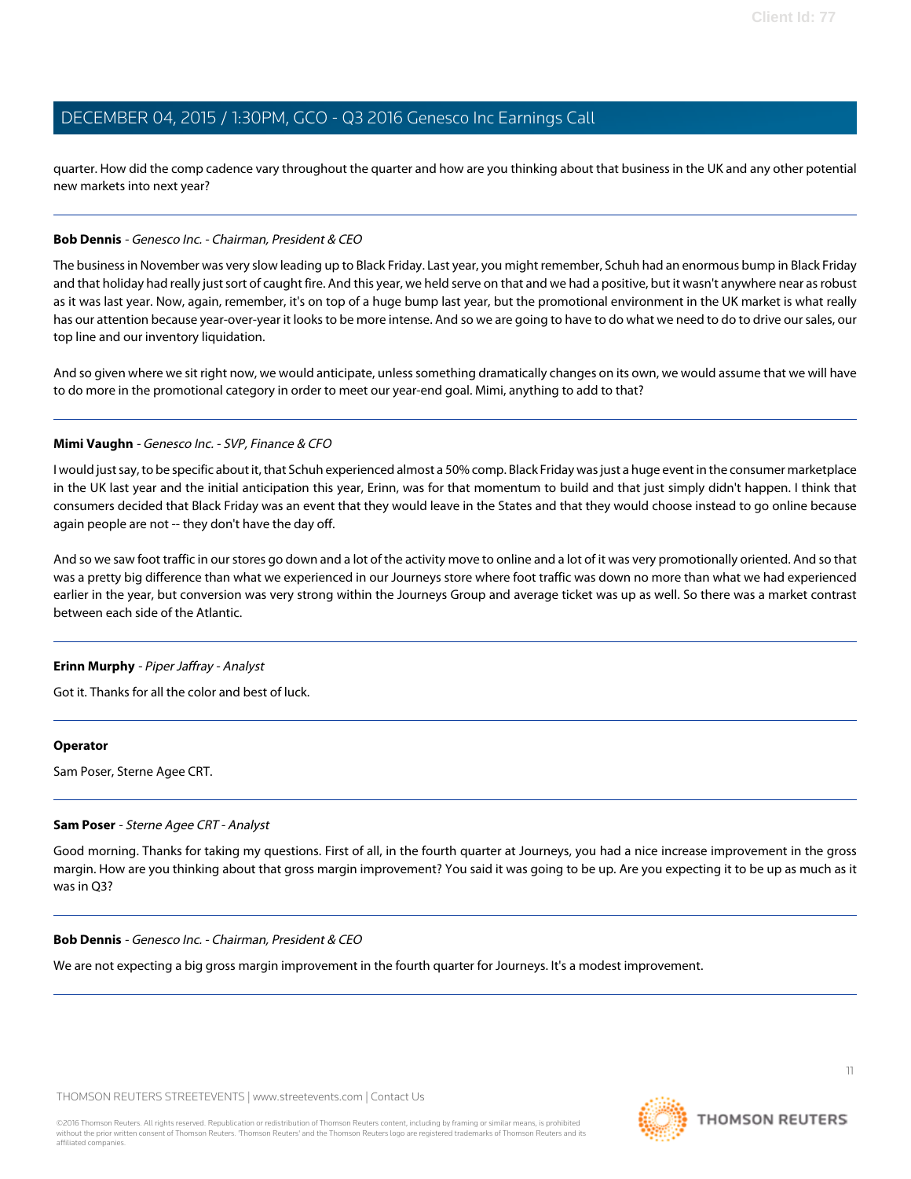quarter. How did the comp cadence vary throughout the quarter and how are you thinking about that business in the UK and any other potential new markets into next year?

---

**Bob Dennis** - *Genesco Inc. - Chairman, President & CEO*

The business in November was very slow leading up to Black Friday. Last year, you might remember, Schuh had an enormous bump in Black Friday and that holiday had really just sort of caught fire. And this year, we held serve on that and we had a positive, but it wasn't anywhere near as robust as it was last year. Now, again, remember, it's on top of a huge bump last year, but the promotional environment in the UK market is what really has our attention because year-over-year it looks to be more intense. And so we are going to have to do what we need to do to drive our sales, our top line and our inventory liquidation.

And so given where we sit right now, we would anticipate, unless something dramatically changes on its own, we would assume that we will have to do more in the promotional category in order to meet our year-end goal. Mimi, anything to add to that?

---

**Mimi Vaughn** - *Genesco Inc. - SVP, Finance & CFO*

I would just say, to be specific about it, that Schuh experienced almost a 50% comp. Black Friday was just a huge event in the consumer marketplace in the UK last year and the initial anticipation this year, Erinn, was for that momentum to build and that just simply didn't happen. I think that consumers decided that Black Friday was an event that they would leave in the States and that they would choose instead to go online because again people are not -- they don't have the day off.

And so we saw foot traffic in our stores go down and a lot of the activity move to online and a lot of it was very promotionally oriented. And so that was a pretty big difference than what we experienced in our Journeys store where foot traffic was down no more than what we had experienced earlier in the year, but conversion was very strong within the Journeys Group and average ticket was up as well. So there was a market contrast between each side of the Atlantic.

---

**Erinn Murphy** - *Piper Jaffray - Analyst*

Got it. Thanks for all the color and best of luck.

---

**Operator**

Sam Poser, Sterne Agee CRT.

---

**Sam Poser** - *Sterne Agee CRT - Analyst*

Good morning. Thanks for taking my questions. First of all, in the fourth quarter at Journeys, you had a nice increase improvement in the gross margin. How are you thinking about that gross margin improvement? You said it was going to be up. Are you expecting it to be up as much as it was in Q3?

---

**Bob Dennis** - *Genesco Inc. - Chairman, President & CEO*

We are not expecting a big gross margin improvement in the fourth quarter for Journeys. It's a modest improvement.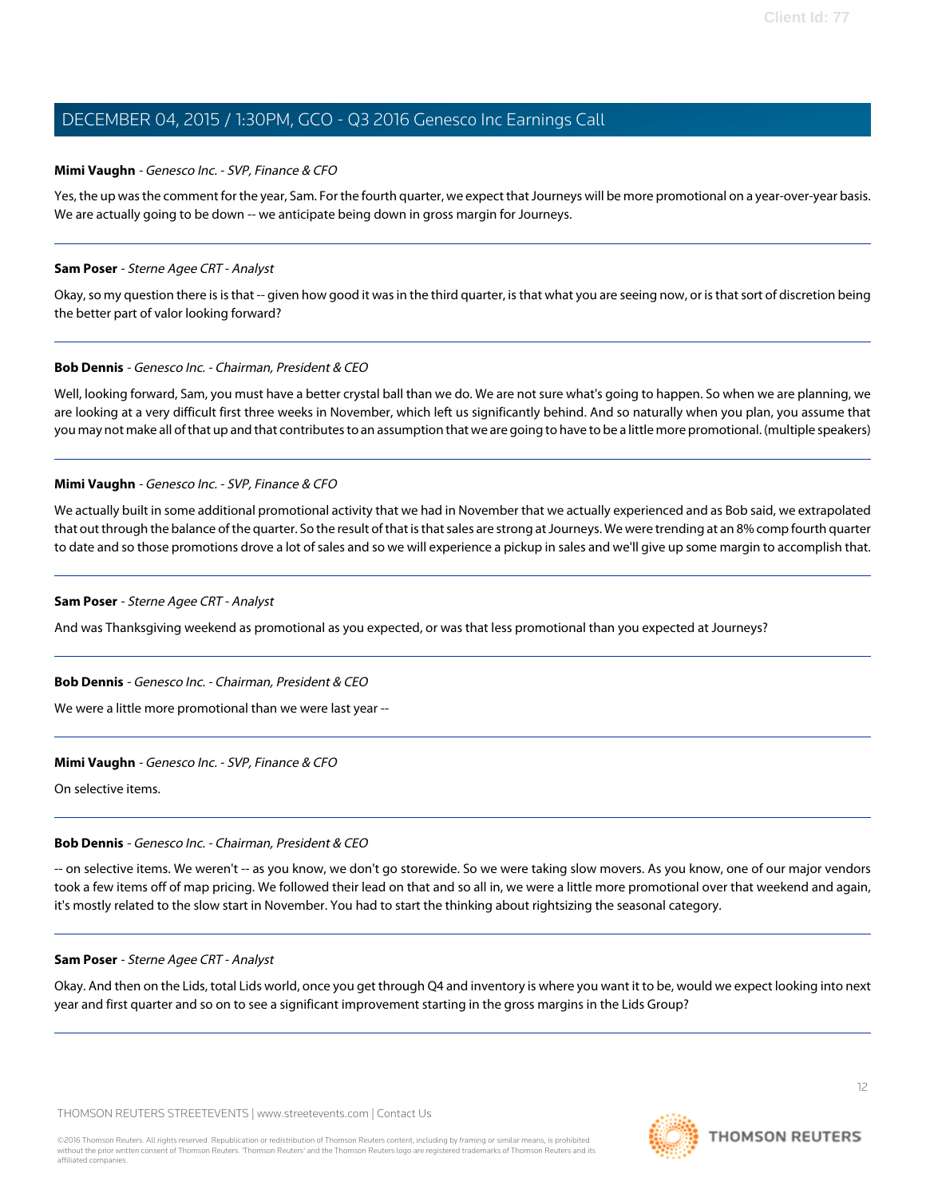**Mimi Vaughn** - *Genesco Inc. - SVP, Finance & CFO*

Yes, the up was the comment for the year, Sam. For the fourth quarter, we expect that Journeys will be more promotional on a year-over-year basis. We are actually going to be down -- we anticipate being down in gross margin for Journeys.

---

**Sam Poser** - *Sterne Agee CRT - Analyst*

Okay, so my question there is is that -- given how good it was in the third quarter, is that what you are seeing now, or is that sort of discretion being the better part of valor looking forward?

---

**Bob Dennis** - *Genesco Inc. - Chairman, President & CEO*

Well, looking forward, Sam, you must have a better crystal ball than we do. We are not sure what's going to happen. So when we are planning, we are looking at a very difficult first three weeks in November, which left us significantly behind. And so naturally when you plan, you assume that you may not make all of that up and that contributes to an assumption that we are going to have to be a little more promotional. (multiple speakers)

---

**Mimi Vaughn** - *Genesco Inc. - SVP, Finance & CFO*

We actually built in some additional promotional activity that we had in November that we actually experienced and as Bob said, we extrapolated that out through the balance of the quarter. So the result of that is that sales are strong at Journeys. We were trending at an 8% comp fourth quarter to date and so those promotions drove a lot of sales and so we will experience a pickup in sales and we'll give up some margin to accomplish that.

---

**Sam Poser** - *Sterne Agee CRT - Analyst*

And was Thanksgiving weekend as promotional as you expected, or was that less promotional than you expected at Journeys?

---

**Bob Dennis** - *Genesco Inc. - Chairman, President & CEO*

We were a little more promotional than we were last year --

---

**Mimi Vaughn** - *Genesco Inc. - SVP, Finance & CFO*

On selective items.

---

**Bob Dennis** - *Genesco Inc. - Chairman, President & CEO*

-- on selective items. We weren't -- as you know, we don't go storewide. So we were taking slow movers. As you know, one of our major vendors took a few items off of map pricing. We followed their lead on that and so all in, we were a little more promotional over that weekend and again, it's mostly related to the slow start in November. You had to start the thinking about rightsizing the seasonal category.

---

**Sam Poser** - *Sterne Agee CRT - Analyst*

Okay. And then on the Lids, total Lids world, once you get through Q4 and inventory is where you want it to be, would we expect looking into next year and first quarter and so on to see a significant improvement starting in the gross margins in the Lids Group?

---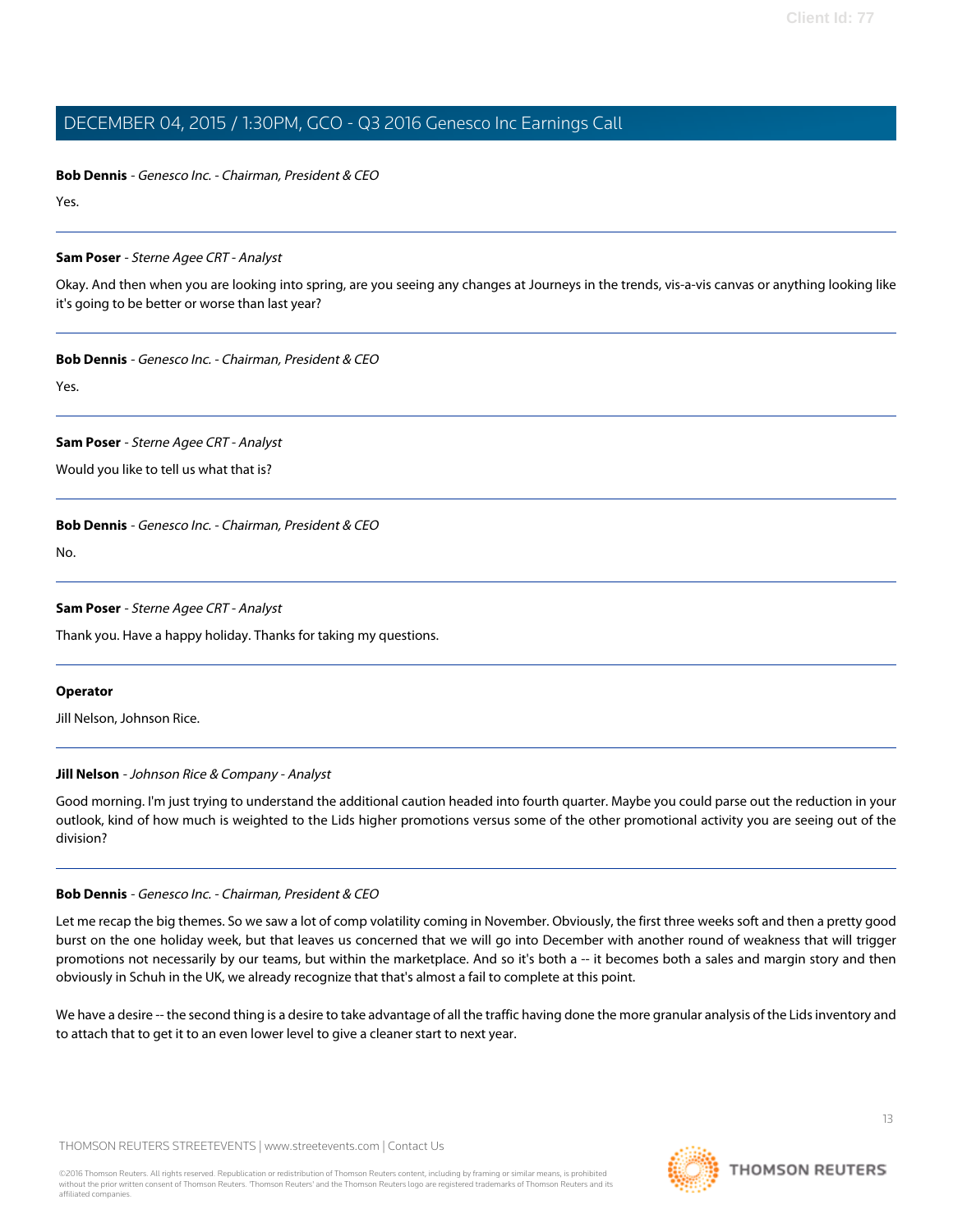**Bob Dennis** - *Genesco Inc. - Chairman, President & CEO*

Yes.

---

**Sam Poser** - *Sterne Agee CRT - Analyst*

Okay. And then when you are looking into spring, are you seeing any changes at Journeys in the trends, vis-a-vis canvas or anything looking like it's going to be better or worse than last year?

---

**Bob Dennis** - *Genesco Inc. - Chairman, President & CEO*

Yes.

---

**Sam Poser** - *Sterne Agee CRT - Analyst*

Would you like to tell us what that is?

---

**Bob Dennis** - *Genesco Inc. - Chairman, President & CEO*

No.

---

**Sam Poser** - *Sterne Agee CRT - Analyst*

Thank you. Have a happy holiday. Thanks for taking my questions.

---

**Operator**

Jill Nelson, Johnson Rice.

---

**Jill Nelson** - *Johnson Rice & Company - Analyst*

Good morning. I'm just trying to understand the additional caution headed into fourth quarter. Maybe you could parse out the reduction in your outlook, kind of how much is weighted to the Lids higher promotions versus some of the other promotional activity you are seeing out of the division?

---

**Bob Dennis** - *Genesco Inc. - Chairman, President & CEO*

Let me recap the big themes. So we saw a lot of comp volatility coming in November. Obviously, the first three weeks soft and then a pretty good burst on the one holiday week, but that leaves us concerned that we will go into December with another round of weakness that will trigger promotions not necessarily by our teams, but within the marketplace. And so it's both a -- it becomes both a sales and margin story and then obviously in Schuh in the UK, we already recognize that that's almost a fail to complete at this point.

We have a desire -- the second thing is a desire to take advantage of all the traffic having done the more granular analysis of the Lids inventory and to attach that to get it to an even lower level to give a cleaner start to next year.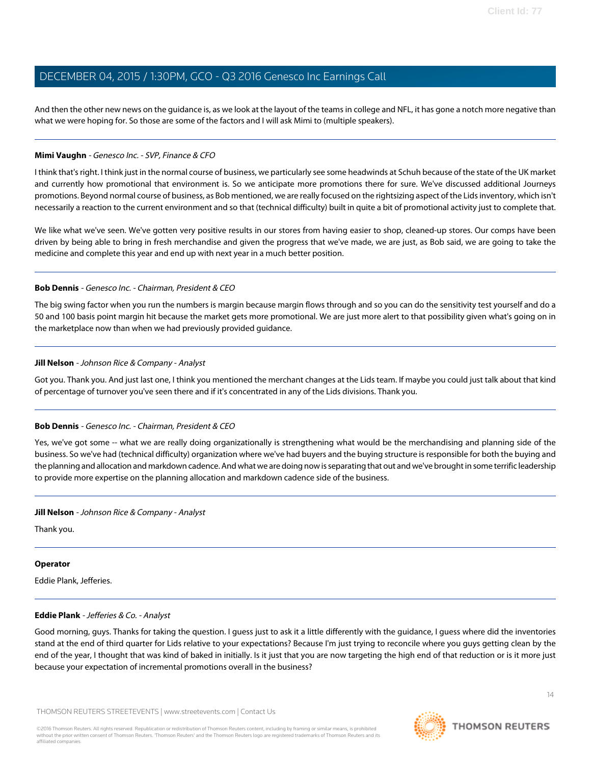And then the other new news on the guidance is, as we look at the layout of the teams in college and NFL, it has gone a notch more negative than what we were hoping for. So those are some of the factors and I will ask Mimi to (multiple speakers).

---

**Mimi Vaughn** - *Genesco Inc. - SVP, Finance & CFO*

I think that's right. I think just in the normal course of business, we particularly see some headwinds at Schuh because of the state of the UK market and currently how promotional that environment is. So we anticipate more promotions there for sure. We've discussed additional Journeys promotions. Beyond normal course of business, as Bob mentioned, we are really focused on the rightsizing aspect of the Lids inventory, which isn't necessarily a reaction to the current environment and so that (technical difficulty) built in quite a bit of promotional activity just to complete that.

We like what we've seen. We've gotten very positive results in our stores from having easier to shop, cleaned-up stores. Our comps have been driven by being able to bring in fresh merchandise and given the progress that we've made, we are just, as Bob said, we are going to take the medicine and complete this year and end up with next year in a much better position.

---

**Bob Dennis** - *Genesco Inc. - Chairman, President & CEO*

The big swing factor when you run the numbers is margin because margin flows through and so you can do the sensitivity test yourself and do a 50 and 100 basis point margin hit because the market gets more promotional. We are just more alert to that possibility given what's going on in the marketplace now than when we had previously provided guidance.

---

**Jill Nelson** - *Johnson Rice & Company - Analyst*

Got you. Thank you. And just last one, I think you mentioned the merchant changes at the Lids team. If maybe you could just talk about that kind of percentage of turnover you've seen there and if it's concentrated in any of the Lids divisions. Thank you.

---

**Bob Dennis** - *Genesco Inc. - Chairman, President & CEO*

Yes, we've got some -- what we are really doing organizationally is strengthening what would be the merchandising and planning side of the business. So we've had (technical difficulty) organization where we've had buyers and the buying structure is responsible for both the buying and the planning and allocation and markdown cadence. And what we are doing now is separating that out and we've brought in some terrific leadership to provide more expertise on the planning allocation and markdown cadence side of the business.

---

**Jill Nelson** - *Johnson Rice & Company - Analyst*

Thank you.

---

**Operator**

Eddie Plank, Jefferies.

---

**Eddie Plank** - *Jefferies & Co. - Analyst*

Good morning, guys. Thanks for taking the question. I guess just to ask it a little differently with the guidance, I guess where did the inventories stand at the end of third quarter for Lids relative to your expectations? Because I'm just trying to reconcile where you guys getting clean by the end of the year, I thought that was kind of baked in initially. Is it just that you are now targeting the high end of that reduction or is it more just because your expectation of incremental promotions overall in the business?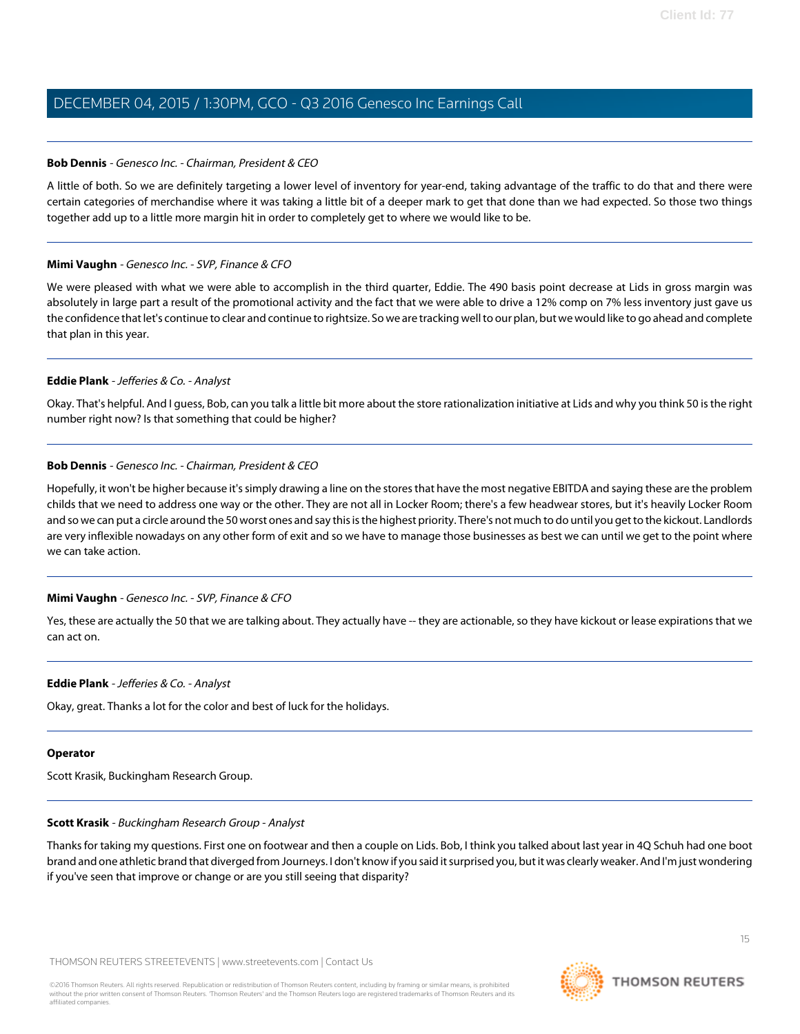**Bob Dennis** - *Genesco Inc. - Chairman, President & CEO*

A little of both. So we are definitely targeting a lower level of inventory for year-end, taking advantage of the traffic to do that and there were certain categories of merchandise where it was taking a little bit of a deeper mark to get that done than we had expected. So those two things together add up to a little more margin hit in order to completely get to where we would like to be.

---

**Mimi Vaughn** - *Genesco Inc. - SVP, Finance & CFO*

We were pleased with what we were able to accomplish in the third quarter, Eddie. The 490 basis point decrease at Lids in gross margin was absolutely in large part a result of the promotional activity and the fact that we were able to drive a 12% comp on 7% less inventory just gave us the confidence that let's continue to clear and continue to rightsize. So we are tracking well to our plan, but we would like to go ahead and complete that plan in this year.

---

**Eddie Plank** - *Jefferies & Co. - Analyst*

Okay. That's helpful. And I guess, Bob, can you talk a little bit more about the store rationalization initiative at Lids and why you think 50 is the right number right now? Is that something that could be higher?

---

**Bob Dennis** - *Genesco Inc. - Chairman, President & CEO*

Hopefully, it won't be higher because it's simply drawing a line on the stores that have the most negative EBITDA and saying these are the problem childs that we need to address one way or the other. They are not all in Locker Room; there's a few headwear stores, but it's heavily Locker Room and so we can put a circle around the 50 worst ones and say this is the highest priority. There's not much to do until you get to the kickout. Landlords are very inflexible nowadays on any other form of exit and so we have to manage those businesses as best we can until we get to the point where we can take action.

---

**Mimi Vaughn** - *Genesco Inc. - SVP, Finance & CFO*

Yes, these are actually the 50 that we are talking about. They actually have -- they are actionable, so they have kickout or lease expirations that we can act on.

---

**Eddie Plank** - *Jefferies & Co. - Analyst*

Okay, great. Thanks a lot for the color and best of luck for the holidays.

---

**Operator**

Scott Krasik, Buckingham Research Group.

---

**Scott Krasik** - *Buckingham Research Group - Analyst*

Thanks for taking my questions. First one on footwear and then a couple on Lids. Bob, I think you talked about last year in 4Q Schuh had one boot brand and one athletic brand that diverged from Journeys. I don't know if you said it surprised you, but it was clearly weaker. And I'm just wondering if you've seen that improve or change or are you still seeing that disparity?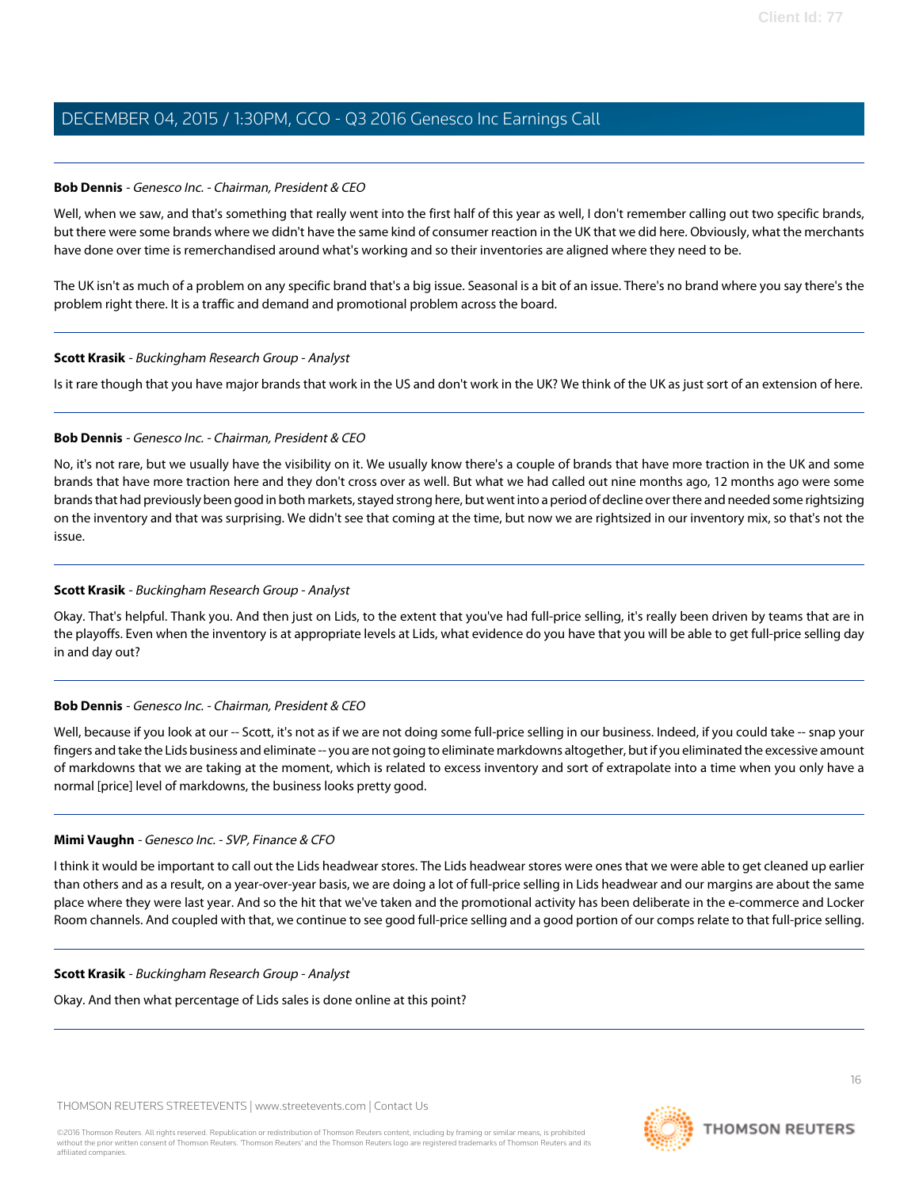**Bob Dennis** - *Genesco Inc. - Chairman, President & CEO*

Well, when we saw, and that's something that really went into the first half of this year as well, I don't remember calling out two specific brands, but there were some brands where we didn't have the same kind of consumer reaction in the UK that we did here. Obviously, what the merchants have done over time is remerchandised around what's working and so their inventories are aligned where they need to be.

The UK isn't as much of a problem on any specific brand that's a big issue. Seasonal is a bit of an issue. There's no brand where you say there's the problem right there. It is a traffic and demand and promotional problem across the board.

---

**Scott Krasik** - *Buckingham Research Group - Analyst*

Is it rare though that you have major brands that work in the US and don't work in the UK? We think of the UK as just sort of an extension of here.

---

**Bob Dennis** - *Genesco Inc. - Chairman, President & CEO*

No, it's not rare, but we usually have the visibility on it. We usually know there's a couple of brands that have more traction in the UK and some brands that have more traction here and they don't cross over as well. But what we had called out nine months ago, 12 months ago were some brands that had previously been good in both markets, stayed strong here, but went into a period of decline over there and needed some rightsizing on the inventory and that was surprising. We didn't see that coming at the time, but now we are rightsized in our inventory mix, so that's not the issue.

---

**Scott Krasik** - *Buckingham Research Group - Analyst*

Okay. That's helpful. Thank you. And then just on Lids, to the extent that you've had full-price selling, it's really been driven by teams that are in the playoffs. Even when the inventory is at appropriate levels at Lids, what evidence do you have that you will be able to get full-price selling day in and day out?

---

**Bob Dennis** - *Genesco Inc. - Chairman, President & CEO*

Well, because if you look at our -- Scott, it's not as if we are not doing some full-price selling in our business. Indeed, if you could take -- snap your fingers and take the Lids business and eliminate -- you are not going to eliminate markdowns altogether, but if you eliminated the excessive amount of markdowns that we are taking at the moment, which is related to excess inventory and sort of extrapolate into a time when you only have a normal [price] level of markdowns, the business looks pretty good.

---

**Mimi Vaughn** - *Genesco Inc. - SVP, Finance & CFO*

I think it would be important to call out the Lids headwear stores. The Lids headwear stores were ones that we were able to get cleaned up earlier than others and as a result, on a year-over-year basis, we are doing a lot of full-price selling in Lids headwear and our margins are about the same place where they were last year. And so the hit that we've taken and the promotional activity has been deliberate in the e-commerce and Locker Room channels. And coupled with that, we continue to see good full-price selling and a good portion of our comps relate to that full-price selling.

---

**Scott Krasik** - *Buckingham Research Group - Analyst*

Okay. And then what percentage of Lids sales is done online at this point?

---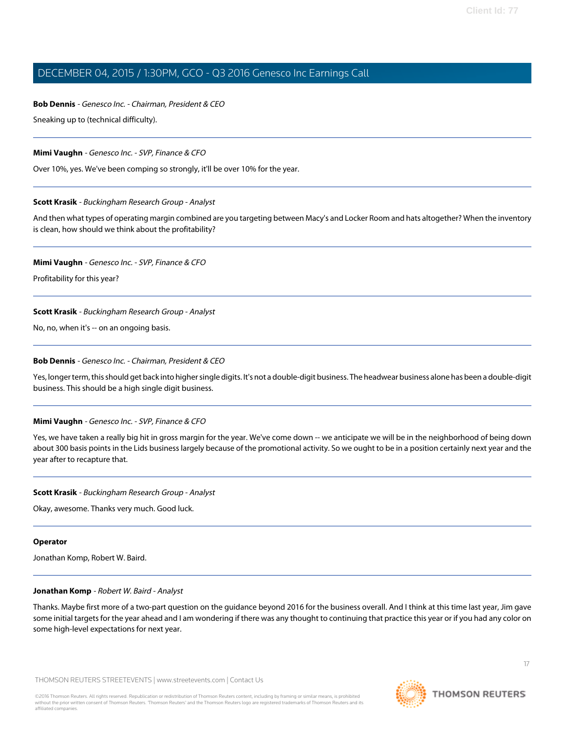**Bob Dennis** - *Genesco Inc. - Chairman, President & CEO*

Sneaking up to (technical difficulty).

---

**Mimi Vaughn** - *Genesco Inc. - SVP, Finance & CFO*

Over 10%, yes. We've been comping so strongly, it'll be over 10% for the year.

---

**Scott Krasik** - *Buckingham Research Group - Analyst*

And then what types of operating margin combined are you targeting between Macy's and Locker Room and hats altogether? When the inventory is clean, how should we think about the profitability?

---

**Mimi Vaughn** - *Genesco Inc. - SVP, Finance & CFO*

Profitability for this year?

---

**Scott Krasik** - *Buckingham Research Group - Analyst*

No, no, when it's -- on an ongoing basis.

---

**Bob Dennis** - *Genesco Inc. - Chairman, President & CEO*

Yes, longer term, this should get back into higher single digits. It's not a double-digit business. The headwear business alone has been a double-digit business. This should be a high single digit business.

---

**Mimi Vaughn** - *Genesco Inc. - SVP, Finance & CFO*

Yes, we have taken a really big hit in gross margin for the year. We've come down -- we anticipate we will be in the neighborhood of being down about 300 basis points in the Lids business largely because of the promotional activity. So we ought to be in a position certainly next year and the year after to recapture that.

---

**Scott Krasik** - *Buckingham Research Group - Analyst*

Okay, awesome. Thanks very much. Good luck.

---

**Operator**

Jonathan Komp, Robert W. Baird.

---

**Jonathan Komp** - *Robert W. Baird - Analyst*

Thanks. Maybe first more of a two-part question on the guidance beyond 2016 for the business overall. And I think at this time last year, Jim gave some initial targets for the year ahead and I am wondering if there was any thought to continuing that practice this year or if you had any color on some high-level expectations for next year.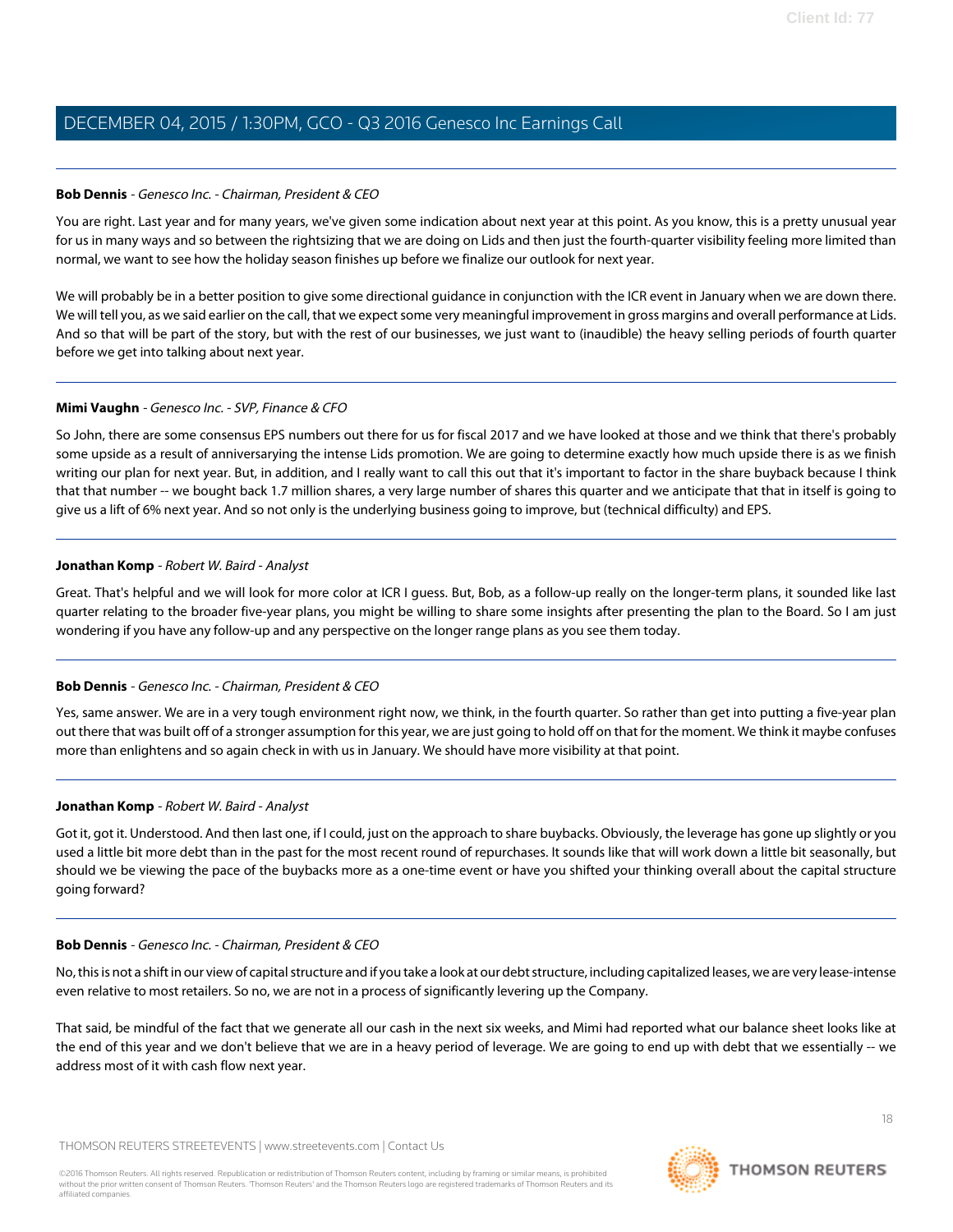**Bob Dennis** - *Genesco Inc. - Chairman, President & CEO*

You are right. Last year and for many years, we've given some indication about next year at this point. As you know, this is a pretty unusual year for us in many ways and so between the rightsizing that we are doing on Lids and then just the fourth-quarter visibility feeling more limited than normal, we want to see how the holiday season finishes up before we finalize our outlook for next year.

We will probably be in a better position to give some directional guidance in conjunction with the ICR event in January when we are down there. We will tell you, as we said earlier on the call, that we expect some very meaningful improvement in gross margins and overall performance at Lids. And so that will be part of the story, but with the rest of our businesses, we just want to (inaudible) the heavy selling periods of fourth quarter before we get into talking about next year.

---

**Mimi Vaughn** - *Genesco Inc. - SVP, Finance & CFO*

So John, there are some consensus EPS numbers out there for us for fiscal 2017 and we have looked at those and we think that there's probably some upside as a result of anniversarying the intense Lids promotion. We are going to determine exactly how much upside there is as we finish writing our plan for next year. But, in addition, and I really want to call this out that it's important to factor in the share buyback because I think that that number -- we bought back 1.7 million shares, a very large number of shares this quarter and we anticipate that that in itself is going to give us a lift of 6% next year. And so not only is the underlying business going to improve, but (technical difficulty) and EPS.

---

**Jonathan Komp** - *Robert W. Baird - Analyst*

Great. That's helpful and we will look for more color at ICR I guess. But, Bob, as a follow-up really on the longer-term plans, it sounded like last quarter relating to the broader five-year plans, you might be willing to share some insights after presenting the plan to the Board. So I am just wondering if you have any follow-up and any perspective on the longer range plans as you see them today.

---

**Bob Dennis** - *Genesco Inc. - Chairman, President & CEO*

Yes, same answer. We are in a very tough environment right now, we think, in the fourth quarter. So rather than get into putting a five-year plan out there that was built off of a stronger assumption for this year, we are just going to hold off on that for the moment. We think it maybe confuses more than enlightens and so again check in with us in January. We should have more visibility at that point.

---

**Jonathan Komp** - *Robert W. Baird - Analyst*

Got it, got it. Understood. And then last one, if I could, just on the approach to share buybacks. Obviously, the leverage has gone up slightly or you used a little bit more debt than in the past for the most recent round of repurchases. It sounds like that will work down a little bit seasonally, but should we be viewing the pace of the buybacks more as a one-time event or have you shifted your thinking overall about the capital structure going forward?

---

**Bob Dennis** - *Genesco Inc. - Chairman, President & CEO*

No, this is not a shift in our view of capital structure and if you take a look at our debt structure, including capitalized leases, we are very lease-intense even relative to most retailers. So no, we are not in a process of significantly levering up the Company.

That said, be mindful of the fact that we generate all our cash in the next six weeks, and Mimi had reported what our balance sheet looks like at the end of this year and we don't believe that we are in a heavy period of leverage. We are going to end up with debt that we essentially -- we address most of it with cash flow next year.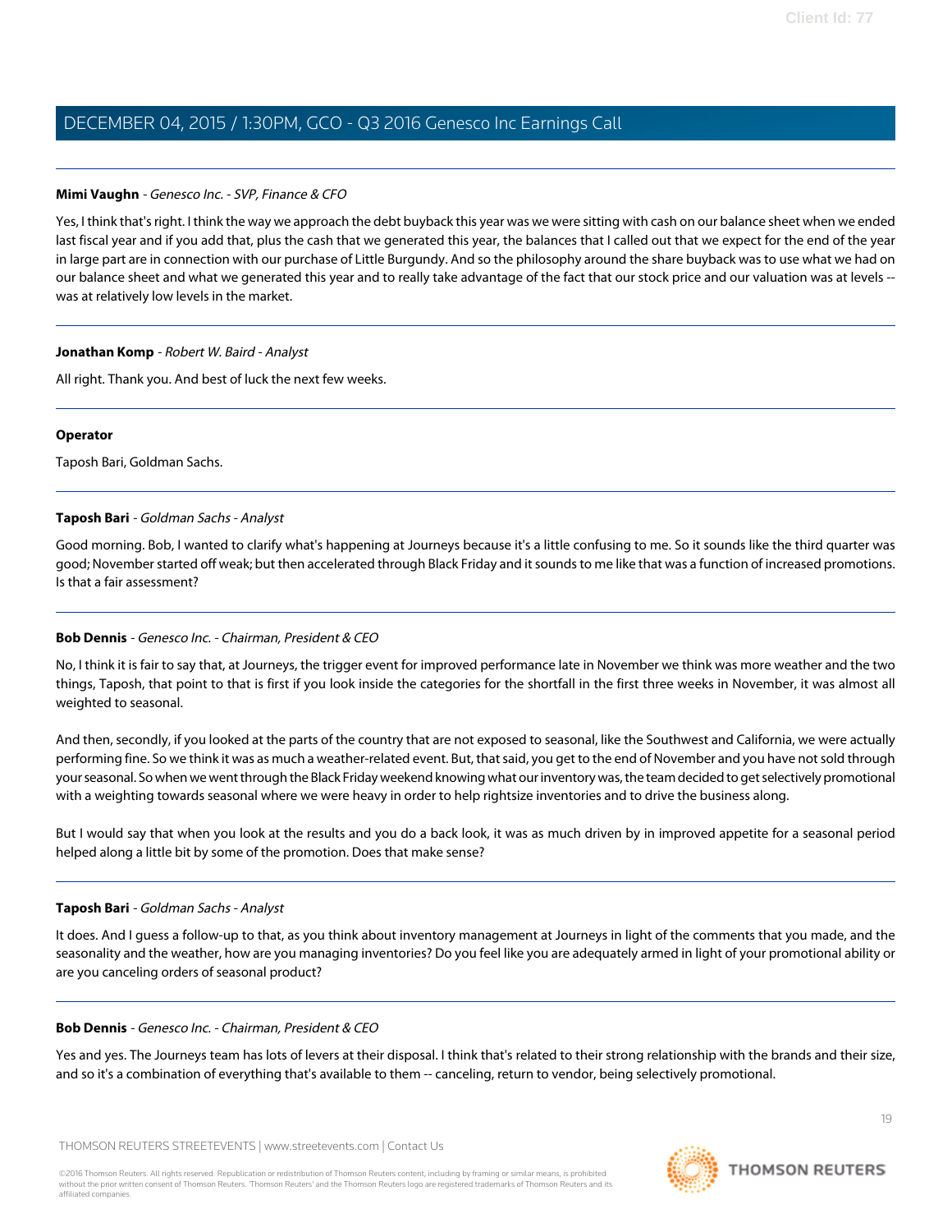**Mimi Vaughn** - *Genesco Inc. - SVP, Finance & CFO*

Yes, I think that's right. I think the way we approach the debt buyback this year was we were sitting with cash on our balance sheet when we ended last fiscal year and if you add that, plus the cash that we generated this year, the balances that I called out that we expect for the end of the year in large part are in connection with our purchase of Little Burgundy. And so the philosophy around the share buyback was to use what we had on our balance sheet and what we generated this year and to really take advantage of the fact that our stock price and our valuation was at levels -- was at relatively low levels in the market.

---

**Jonathan Komp** - *Robert W. Baird - Analyst*

All right. Thank you. And best of luck the next few weeks.

---

**Operator**

Taposh Bari, Goldman Sachs.

---

**Taposh Bari** - *Goldman Sachs - Analyst*

Good morning. Bob, I wanted to clarify what's happening at Journeys because it's a little confusing to me. So it sounds like the third quarter was good; November started off weak; but then accelerated through Black Friday and it sounds to me like that was a function of increased promotions. Is that a fair assessment?

---

**Bob Dennis** - *Genesco Inc. - Chairman, President & CEO*

No, I think it is fair to say that, at Journeys, the trigger event for improved performance late in November we think was more weather and the two things, Taposh, that point to that is first if you look inside the categories for the shortfall in the first three weeks in November, it was almost all weighted to seasonal.

And then, secondly, if you looked at the parts of the country that are not exposed to seasonal, like the Southwest and California, we were actually performing fine. So we think it was as much a weather-related event. But, that said, you get to the end of November and you have not sold through your seasonal. So when we went through the Black Friday weekend knowing what our inventory was, the team decided to get selectively promotional with a weighting towards seasonal where we were heavy in order to help rightsize inventories and to drive the business along.

But I would say that when you look at the results and you do a back look, it was as much driven by in improved appetite for a seasonal period helped along a little bit by some of the promotion. Does that make sense?

---

**Taposh Bari** - *Goldman Sachs - Analyst*

It does. And I guess a follow-up to that, as you think about inventory management at Journeys in light of the comments that you made, and the seasonality and the weather, how are you managing inventories? Do you feel like you are adequately armed in light of your promotional ability or are you canceling orders of seasonal product?

---

**Bob Dennis** - *Genesco Inc. - Chairman, President & CEO*

Yes and yes. The Journeys team has lots of levers at their disposal. I think that's related to their strong relationship with the brands and their size, and so it's a combination of everything that's available to them -- canceling, return to vendor, being selectively promotional.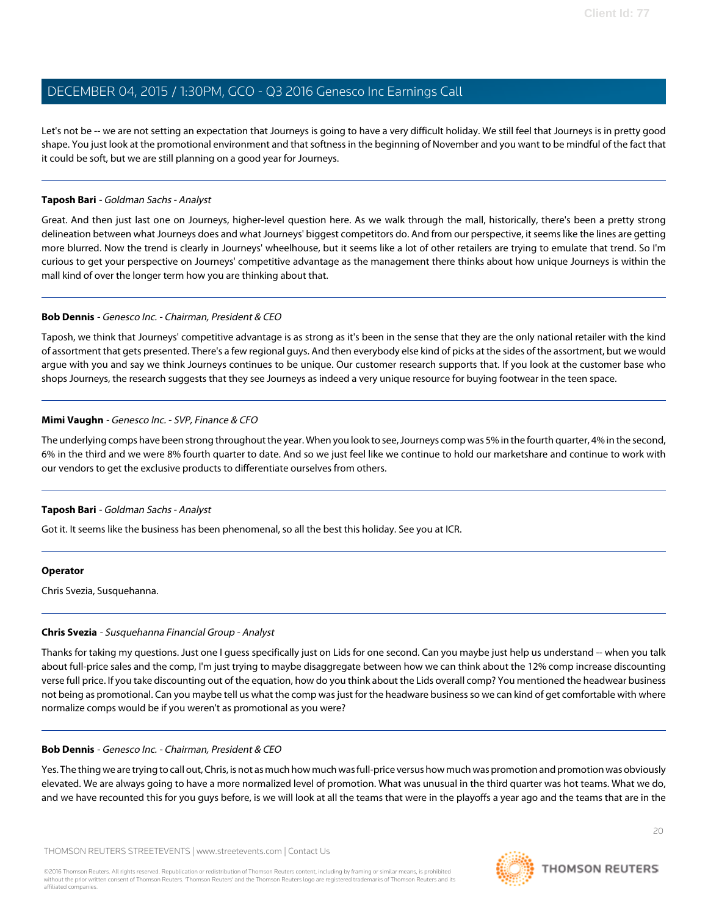Let's not be -- we are not setting an expectation that Journeys is going to have a very difficult holiday. We still feel that Journeys is in pretty good shape. You just look at the promotional environment and that softness in the beginning of November and you want to be mindful of the fact that it could be soft, but we are still planning on a good year for Journeys.

---

**Taposh Bari** - *Goldman Sachs - Analyst*

Great. And then just last one on Journeys, higher-level question here. As we walk through the mall, historically, there's been a pretty strong delineation between what Journeys does and what Journeys' biggest competitors do. And from our perspective, it seems like the lines are getting more blurred. Now the trend is clearly in Journeys' wheelhouse, but it seems like a lot of other retailers are trying to emulate that trend. So I'm curious to get your perspective on Journeys' competitive advantage as the management there thinks about how unique Journeys is within the mall kind of over the longer term how you are thinking about that.

---

**Bob Dennis** - *Genesco Inc. - Chairman, President & CEO*

Taposh, we think that Journeys' competitive advantage is as strong as it's been in the sense that they are the only national retailer with the kind of assortment that gets presented. There's a few regional guys. And then everybody else kind of picks at the sides of the assortment, but we would argue with you and say we think Journeys continues to be unique. Our customer research supports that. If you look at the customer base who shops Journeys, the research suggests that they see Journeys as indeed a very unique resource for buying footwear in the teen space.

---

**Mimi Vaughn** - *Genesco Inc. - SVP, Finance & CFO*

The underlying comps have been strong throughout the year. When you look to see, Journeys comp was 5% in the fourth quarter, 4% in the second, 6% in the third and we were 8% fourth quarter to date. And so we just feel like we continue to hold our marketshare and continue to work with our vendors to get the exclusive products to differentiate ourselves from others.

---

**Taposh Bari** - *Goldman Sachs - Analyst*

Got it. It seems like the business has been phenomenal, so all the best this holiday. See you at ICR.

---

**Operator**

Chris Svezia, Susquehanna.

---

**Chris Svezia** - *Susquehanna Financial Group - Analyst*

Thanks for taking my questions. Just one I guess specifically just on Lids for one second. Can you maybe just help us understand -- when you talk about full-price sales and the comp, I'm just trying to maybe disaggregate between how we can think about the 12% comp increase discounting verse full price. If you take discounting out of the equation, how do you think about the Lids overall comp? You mentioned the headwear business not being as promotional. Can you maybe tell us what the comp was just for the headware business so we can kind of get comfortable with where normalize comps would be if you weren't as promotional as you were?

---

**Bob Dennis** - *Genesco Inc. - Chairman, President & CEO*

Yes. The thing we are trying to call out, Chris, is not as much how much was full-price versus how much was promotion and promotion was obviously elevated. We are always going to have a more normalized level of promotion. What was unusual in the third quarter was hot teams. What we do, and we have recounted this for you guys before, is we will look at all the teams that were in the playoffs a year ago and the teams that are in the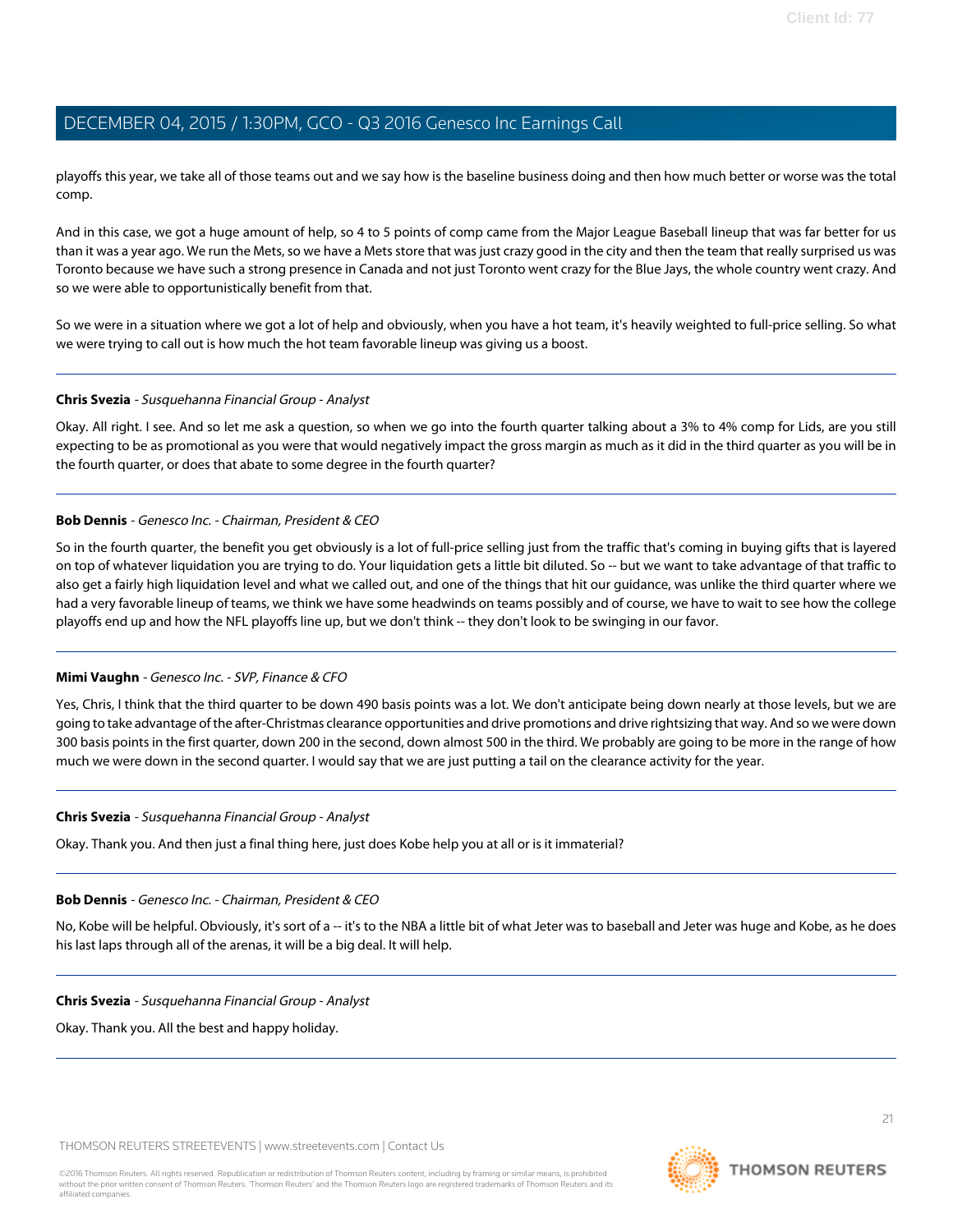playoffs this year, we take all of those teams out and we say how is the baseline business doing and then how much better or worse was the total comp.

And in this case, we got a huge amount of help, so 4 to 5 points of comp came from the Major League Baseball lineup that was far better for us than it was a year ago. We run the Mets, so we have a Mets store that was just crazy good in the city and then the team that really surprised us was Toronto because we have such a strong presence in Canada and not just Toronto went crazy for the Blue Jays, the whole country went crazy. And so we were able to opportunistically benefit from that.

So we were in a situation where we got a lot of help and obviously, when you have a hot team, it's heavily weighted to full-price selling. So what we were trying to call out is how much the hot team favorable lineup was giving us a boost.

---

**Chris Svezia** - *Susquehanna Financial Group - Analyst*

Okay. All right. I see. And so let me ask a question, so when we go into the fourth quarter talking about a 3% to 4% comp for Lids, are you still expecting to be as promotional as you were that would negatively impact the gross margin as much as it did in the third quarter as you will be in the fourth quarter, or does that abate to some degree in the fourth quarter?

---

**Bob Dennis** - *Genesco Inc. - Chairman, President & CEO*

So in the fourth quarter, the benefit you get obviously is a lot of full-price selling just from the traffic that's coming in buying gifts that is layered on top of whatever liquidation you are trying to do. Your liquidation gets a little bit diluted. So -- but we want to take advantage of that traffic to also get a fairly high liquidation level and what we called out, and one of the things that hit our guidance, was unlike the third quarter where we had a very favorable lineup of teams, we think we have some headwinds on teams possibly and of course, we have to wait to see how the college playoffs end up and how the NFL playoffs line up, but we don't think -- they don't look to be swinging in our favor.

---

**Mimi Vaughn** - *Genesco Inc. - SVP, Finance & CFO*

Yes, Chris, I think that the third quarter to be down 490 basis points was a lot. We don't anticipate being down nearly at those levels, but we are going to take advantage of the after-Christmas clearance opportunities and drive promotions and drive rightsizing that way. And so we were down 300 basis points in the first quarter, down 200 in the second, down almost 500 in the third. We probably are going to be more in the range of how much we were down in the second quarter. I would say that we are just putting a tail on the clearance activity for the year.

---

**Chris Svezia** - *Susquehanna Financial Group - Analyst*

Okay. Thank you. And then just a final thing here, just does Kobe help you at all or is it immaterial?

---

**Bob Dennis** - *Genesco Inc. - Chairman, President & CEO*

No, Kobe will be helpful. Obviously, it's sort of a -- it's to the NBA a little bit of what Jeter was to baseball and Jeter was huge and Kobe, as he does his last laps through all of the arenas, it will be a big deal. It will help.

---

**Chris Svezia** - *Susquehanna Financial Group - Analyst*

Okay. Thank you. All the best and happy holiday.

---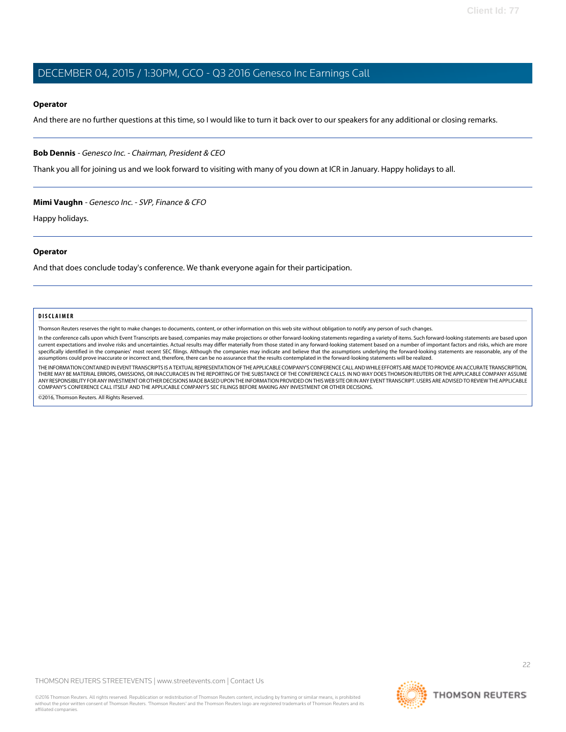**Operator**

And there are no further questions at this time, so I would like to turn it back over to our speakers for any additional or closing remarks.

---

**Bob Dennis** - *Genesco Inc. - Chairman, President & CEO*

Thank you all for joining us and we look forward to visiting with many of you down at ICR in January. Happy holidays to all.

---

**Mimi Vaughn** - *Genesco Inc. - SVP, Finance & CFO*

Happy holidays.

---

**Operator**

And that does conclude today's conference. We thank everyone again for their participation.

---

**DISCLAIMER**

Thomson Reuters reserves the right to make changes to documents, content, or other information on this web site without obligation to notify any person of such changes.

In the conference calls upon which Event Transcripts are based, companies may make projections or other forward-looking statements regarding a variety of items. Such forward-looking statements are based upon current expectations and involve risks and uncertainties. Actual results may differ materially from those stated in any forward-looking statement based on a number of important factors and risks, which are more specifically identified in the companies' most recent SEC filings. Although the companies may indicate and believe that the assumptions underlying the forward-looking statements are reasonable, any of the assumptions could prove inaccurate or incorrect and, therefore, there can be no assurance that the results contemplated in the forward-looking statements will be realized.

THE INFORMATION CONTAINED IN EVENT TRANSCRIPTS IS A TEXTUAL REPRESENTATION OF THE APPLICABLE COMPANY'S CONFERENCE CALL AND WHILE EFFORTS ARE MADE TO PROVIDE AN ACCURATE TRANSCRIPTION, THERE MAY BE MATERIAL ERRORS, OMISSIONS, OR INACCURACIES IN THE REPORTING OF THE SUBSTANCE OF THE CONFERENCE CALLS. IN NO WAY DOES THOMSON REUTERS OR THE APPLICABLE COMPANY ASSUME ANY RESPONSIBILITY FOR ANY INVESTMENT OR OTHER DECISIONS MADE BASED UPON THE INFORMATION PROVIDED ON THIS WEB SITE OR IN ANY EVENT TRANSCRIPT. USERS ARE ADVISED TO REVIEW THE APPLICABLE COMPANY'S CONFERENCE CALL ITSELF AND THE APPLICABLE COMPANY'S SEC FILINGS BEFORE MAKING ANY INVESTMENT OR OTHER DECISIONS.

©2016, Thomson Reuters. All Rights Reserved.